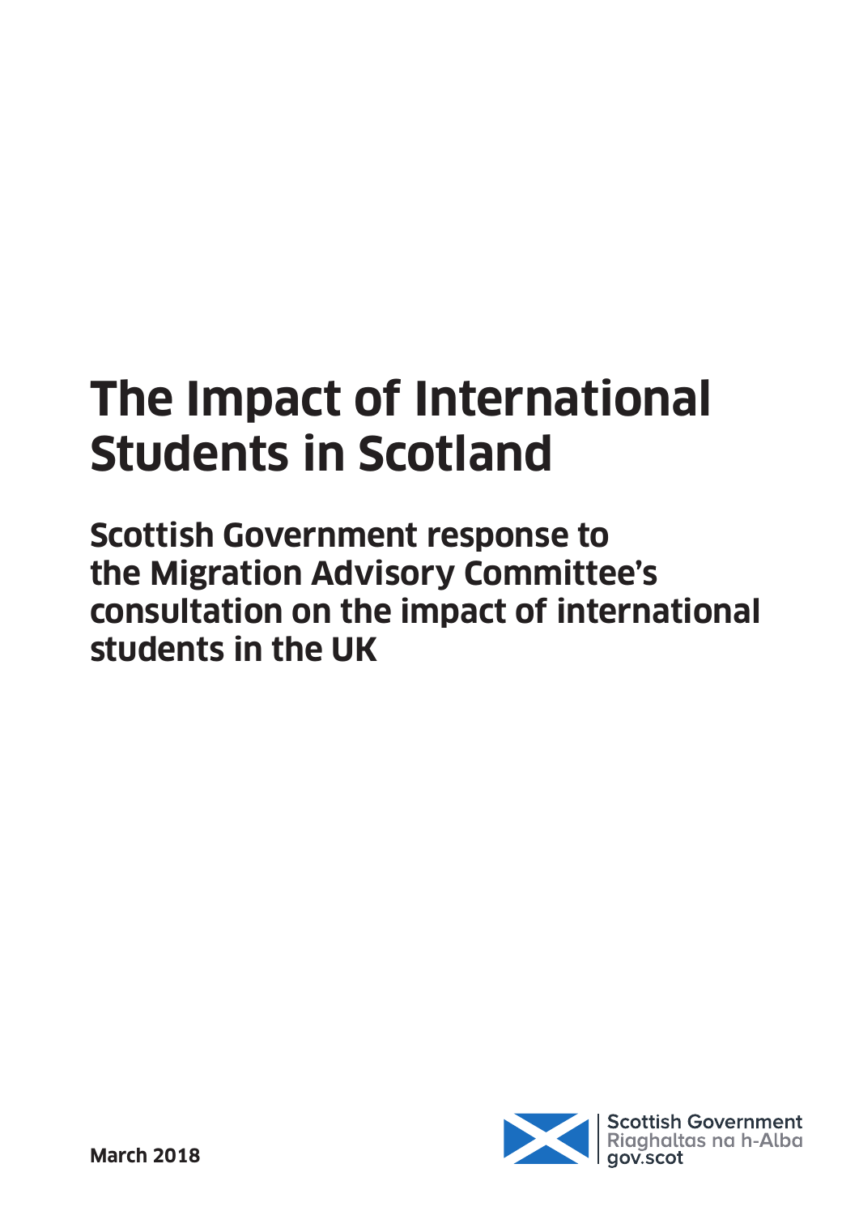# The Impact of International Students in Scotland

## Scottish Government response to the Migration Advisory Committee's consultation on the impact of international students in the UK

Scottish Government
Riaghaltas na h-Alba
gov.scot

**March 2018**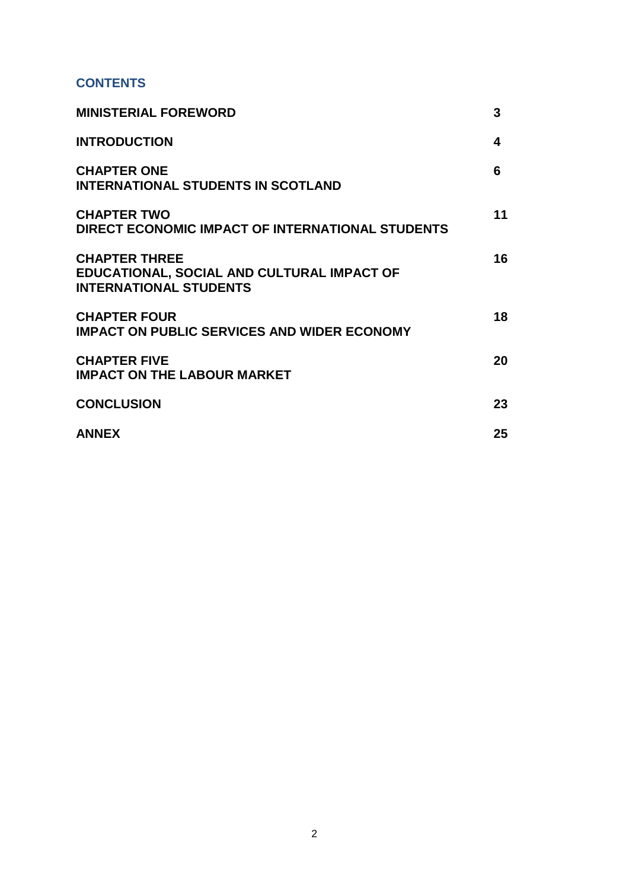## CONTENTS

| | |
|---|---|
| **MINISTERIAL FOREWORD** | **3** |
| **INTRODUCTION** | **4** |
| **CHAPTER ONE**<br>**INTERNATIONAL STUDENTS IN SCOTLAND** | **6** |
| **CHAPTER TWO**<br>**DIRECT ECONOMIC IMPACT OF INTERNATIONAL STUDENTS** | **11** |
| **CHAPTER THREE**<br>**EDUCATIONAL, SOCIAL AND CULTURAL IMPACT OF INTERNATIONAL STUDENTS** | **16** |
| **CHAPTER FOUR**<br>**IMPACT ON PUBLIC SERVICES AND WIDER ECONOMY** | **18** |
| **CHAPTER FIVE**<br>**IMPACT ON THE LABOUR MARKET** | **20** |
| **CONCLUSION** | **23** |
| **ANNEX** | **25** |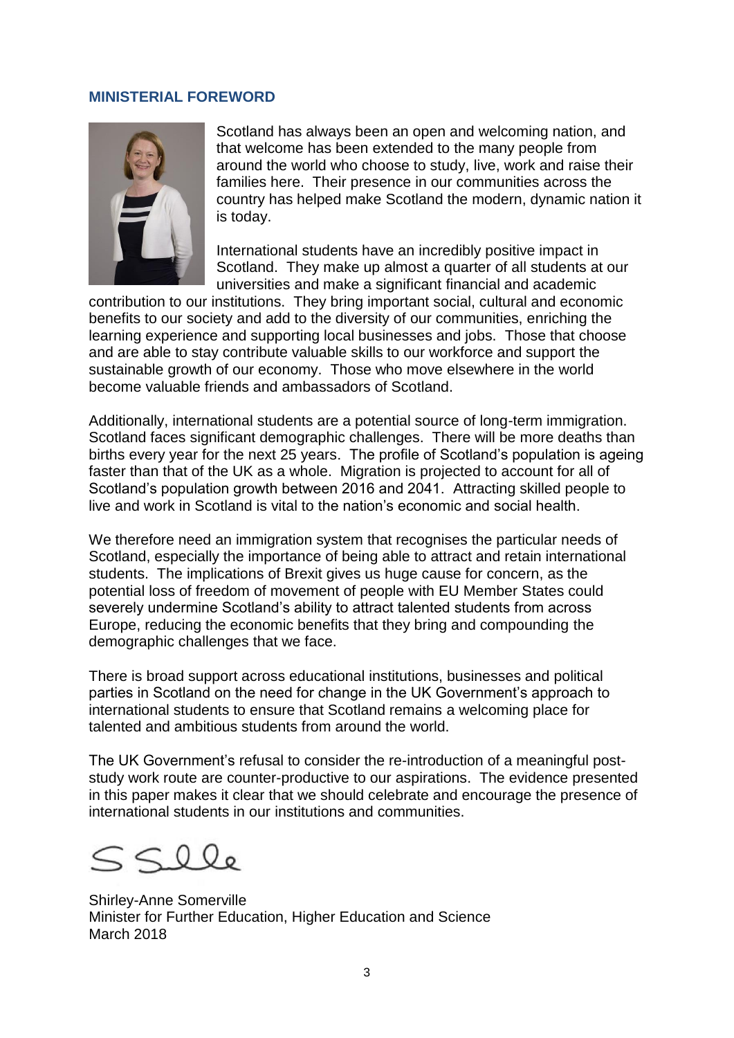## MINISTERIAL FOREWORD

Scotland has always been an open and welcoming nation, and that welcome has been extended to the many people from around the world who choose to study, live, work and raise their families here. Their presence in our communities across the country has helped make Scotland the modern, dynamic nation it is today.

International students have an incredibly positive impact in Scotland. They make up almost a quarter of all students at our universities and make a significant financial and academic contribution to our institutions. They bring important social, cultural and economic benefits to our society and add to the diversity of our communities, enriching the learning experience and supporting local businesses and jobs. Those that choose and are able to stay contribute valuable skills to our workforce and support the sustainable growth of our economy. Those who move elsewhere in the world become valuable friends and ambassadors of Scotland.

Additionally, international students are a potential source of long-term immigration. Scotland faces significant demographic challenges. There will be more deaths than births every year for the next 25 years. The profile of Scotland's population is ageing faster than that of the UK as a whole. Migration is projected to account for all of Scotland's population growth between 2016 and 2041. Attracting skilled people to live and work in Scotland is vital to the nation's economic and social health.

We therefore need an immigration system that recognises the particular needs of Scotland, especially the importance of being able to attract and retain international students. The implications of Brexit gives us huge cause for concern, as the potential loss of freedom of movement of people with EU Member States could severely undermine Scotland's ability to attract talented students from across Europe, reducing the economic benefits that they bring and compounding the demographic challenges that we face.

There is broad support across educational institutions, businesses and political parties in Scotland on the need for change in the UK Government's approach to international students to ensure that Scotland remains a welcoming place for talented and ambitious students from around the world.

The UK Government's refusal to consider the re-introduction of a meaningful post-study work route are counter-productive to our aspirations. The evidence presented in this paper makes it clear that we should celebrate and encourage the presence of international students in our institutions and communities.

Shirley-Anne Somerville
Minister for Further Education, Higher Education and Science
March 2018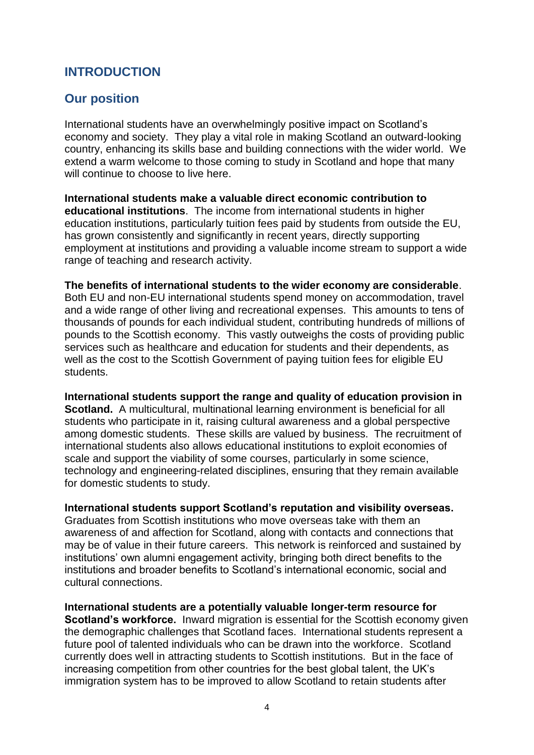## INTRODUCTION

### Our position

International students have an overwhelmingly positive impact on Scotland's economy and society. They play a vital role in making Scotland an outward-looking country, enhancing its skills base and building connections with the wider world. We extend a warm welcome to those coming to study in Scotland and hope that many will continue to choose to live here.

**International students make a valuable direct economic contribution to educational institutions**. The income from international students in higher education institutions, particularly tuition fees paid by students from outside the EU, has grown consistently and significantly in recent years, directly supporting employment at institutions and providing a valuable income stream to support a wide range of teaching and research activity.

**The benefits of international students to the wider economy are considerable**. Both EU and non-EU international students spend money on accommodation, travel and a wide range of other living and recreational expenses. This amounts to tens of thousands of pounds for each individual student, contributing hundreds of millions of pounds to the Scottish economy. This vastly outweighs the costs of providing public services such as healthcare and education for students and their dependents, as well as the cost to the Scottish Government of paying tuition fees for eligible EU students.

**International students support the range and quality of education provision in Scotland.** A multicultural, multinational learning environment is beneficial for all students who participate in it, raising cultural awareness and a global perspective among domestic students. These skills are valued by business. The recruitment of international students also allows educational institutions to exploit economies of scale and support the viability of some courses, particularly in some science, technology and engineering-related disciplines, ensuring that they remain available for domestic students to study.

**International students support Scotland's reputation and visibility overseas.** Graduates from Scottish institutions who move overseas take with them an awareness of and affection for Scotland, along with contacts and connections that may be of value in their future careers. This network is reinforced and sustained by institutions' own alumni engagement activity, bringing both direct benefits to the institutions and broader benefits to Scotland's international economic, social and cultural connections.

**International students are a potentially valuable longer-term resource for Scotland's workforce.** Inward migration is essential for the Scottish economy given the demographic challenges that Scotland faces. International students represent a future pool of talented individuals who can be drawn into the workforce. Scotland currently does well in attracting students to Scottish institutions. But in the face of increasing competition from other countries for the best global talent, the UK's immigration system has to be improved to allow Scotland to retain students after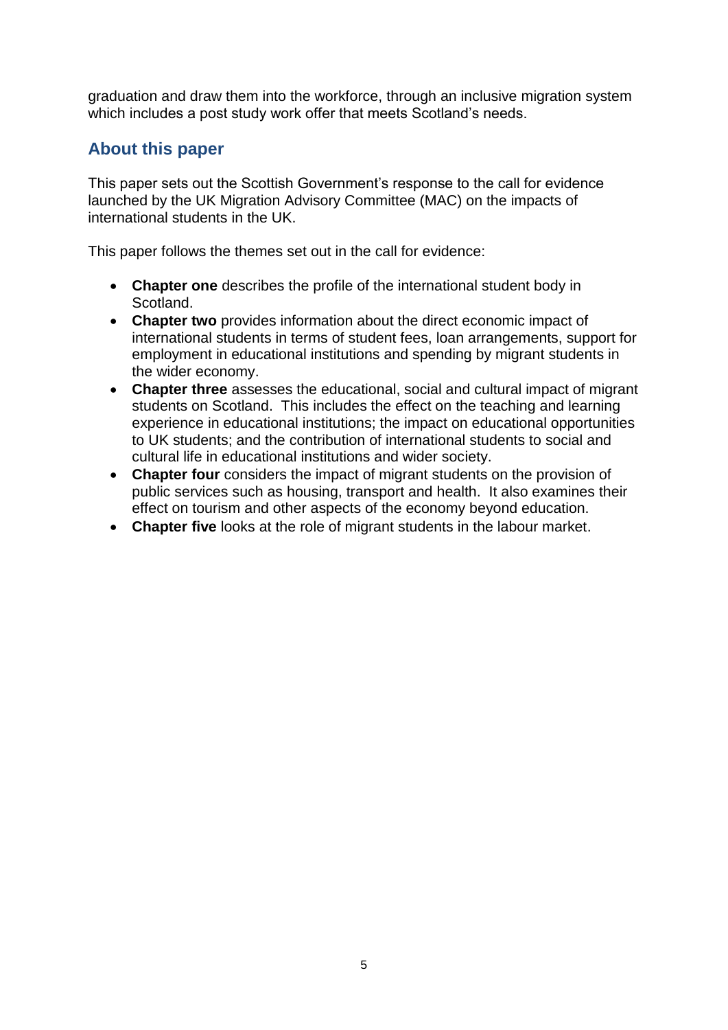graduation and draw them into the workforce, through an inclusive migration system which includes a post study work offer that meets Scotland's needs.

## About this paper

This paper sets out the Scottish Government's response to the call for evidence launched by the UK Migration Advisory Committee (MAC) on the impacts of international students in the UK.

This paper follows the themes set out in the call for evidence:

- **Chapter one** describes the profile of the international student body in Scotland.
- **Chapter two** provides information about the direct economic impact of international students in terms of student fees, loan arrangements, support for employment in educational institutions and spending by migrant students in the wider economy.
- **Chapter three** assesses the educational, social and cultural impact of migrant students on Scotland. This includes the effect on the teaching and learning experience in educational institutions; the impact on educational opportunities to UK students; and the contribution of international students to social and cultural life in educational institutions and wider society.
- **Chapter four** considers the impact of migrant students on the provision of public services such as housing, transport and health. It also examines their effect on tourism and other aspects of the economy beyond education.
- **Chapter five** looks at the role of migrant students in the labour market.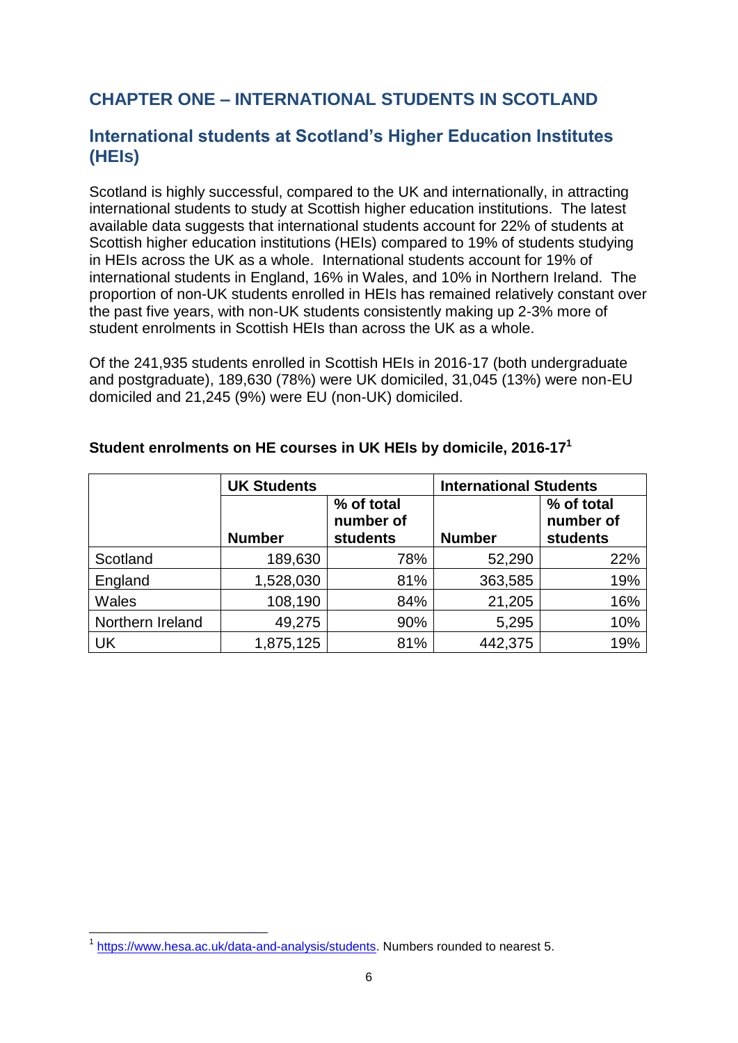## CHAPTER ONE – INTERNATIONAL STUDENTS IN SCOTLAND

### International students at Scotland's Higher Education Institutes (HEIs)

Scotland is highly successful, compared to the UK and internationally, in attracting international students to study at Scottish higher education institutions. The latest available data suggests that international students account for 22% of students at Scottish higher education institutions (HEIs) compared to 19% of students studying in HEIs across the UK as a whole. International students account for 19% of international students in England, 16% in Wales, and 10% in Northern Ireland. The proportion of non-UK students enrolled in HEIs has remained relatively constant over the past five years, with non-UK students consistently making up 2-3% more of student enrolments in Scottish HEIs than across the UK as a whole.

Of the 241,935 students enrolled in Scottish HEIs in 2016-17 (both undergraduate and postgraduate), 189,630 (78%) were UK domiciled, 31,045 (13%) were non-EU domiciled and 21,245 (9%) were EU (non-UK) domiciled.

**Student enrolments on HE courses in UK HEIs by domicile, 2016-17[1]**

| | UK Students | | International Students | |
|---|---|---|---|---|
| | Number | % of total number of students | Number | % of total number of students |
| Scotland | 189,630 | 78% | 52,290 | 22% |
| England | 1,528,030 | 81% | 363,585 | 19% |
| Wales | 108,190 | 84% | 21,205 | 16% |
| Northern Ireland | 49,275 | 90% | 5,295 | 10% |
| UK | 1,875,125 | 81% | 442,375 | 19% |

[1] https://www.hesa.ac.uk/data-and-analysis/students. Numbers rounded to nearest 5.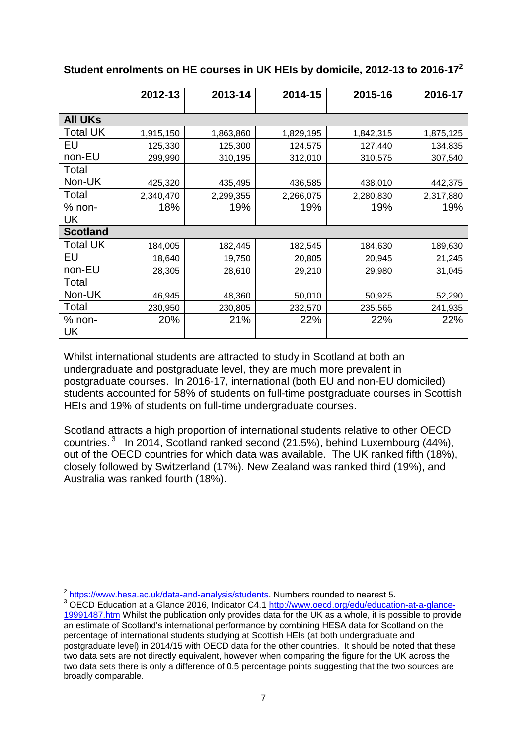**Student enrolments on HE courses in UK HEIs by domicile, 2012-13 to 2016-17[2]**

| | 2012-13 | 2013-14 | 2014-15 | 2015-16 | 2016-17 |
|---|---|---|---|---|---|
| **All UKs** | | | | | |
| Total UK | 1,915,150 | 1,863,860 | 1,829,195 | 1,842,315 | 1,875,125 |
| EU | 125,330 | 125,300 | 124,575 | 127,440 | 134,835 |
| non-EU | 299,990 | 310,195 | 312,010 | 310,575 | 307,540 |
| Total Non-UK | 425,320 | 435,495 | 436,585 | 438,010 | 442,375 |
| Total | 2,340,470 | 2,299,355 | 2,266,075 | 2,280,830 | 2,317,880 |
| % non-UK | 18% | 19% | 19% | 19% | 19% |
| **Scotland** | | | | | |
| Total UK | 184,005 | 182,445 | 182,545 | 184,630 | 189,630 |
| EU | 18,640 | 19,750 | 20,805 | 20,945 | 21,245 |
| non-EU | 28,305 | 28,610 | 29,210 | 29,980 | 31,045 |
| Total Non-UK | 46,945 | 48,360 | 50,010 | 50,925 | 52,290 |
| Total | 230,950 | 230,805 | 232,570 | 235,565 | 241,935 |
| % non-UK | 20% | 21% | 22% | 22% | 22% |

Whilst international students are attracted to study in Scotland at both an undergraduate and postgraduate level, they are much more prevalent in postgraduate courses. In 2016-17, international (both EU and non-EU domiciled) students accounted for 58% of students on full-time postgraduate courses in Scottish HEIs and 19% of students on full-time undergraduate courses.

Scotland attracts a high proportion of international students relative to other OECD countries.[3] In 2014, Scotland ranked second (21.5%), behind Luxembourg (44%), out of the OECD countries for which data was available. The UK ranked fifth (18%), closely followed by Switzerland (17%). New Zealand was ranked third (19%), and Australia was ranked fourth (18%).

---

[2] https://www.hesa.ac.uk/data-and-analysis/students. Numbers rounded to nearest 5.

[3] OECD Education at a Glance 2016, Indicator C4.1 http://www.oecd.org/edu/education-at-a-glance-19991487.htm Whilst the publication only provides data for the UK as a whole, it is possible to provide an estimate of Scotland's international performance by combining HESA data for Scotland on the percentage of international students studying at Scottish HEIs (at both undergraduate and postgraduate level) in 2014/15 with OECD data for the other countries. It should be noted that these two data sets are not directly equivalent, however when comparing the figure for the UK across the two data sets there is only a difference of 0.5 percentage points suggesting that the two sources are broadly comparable.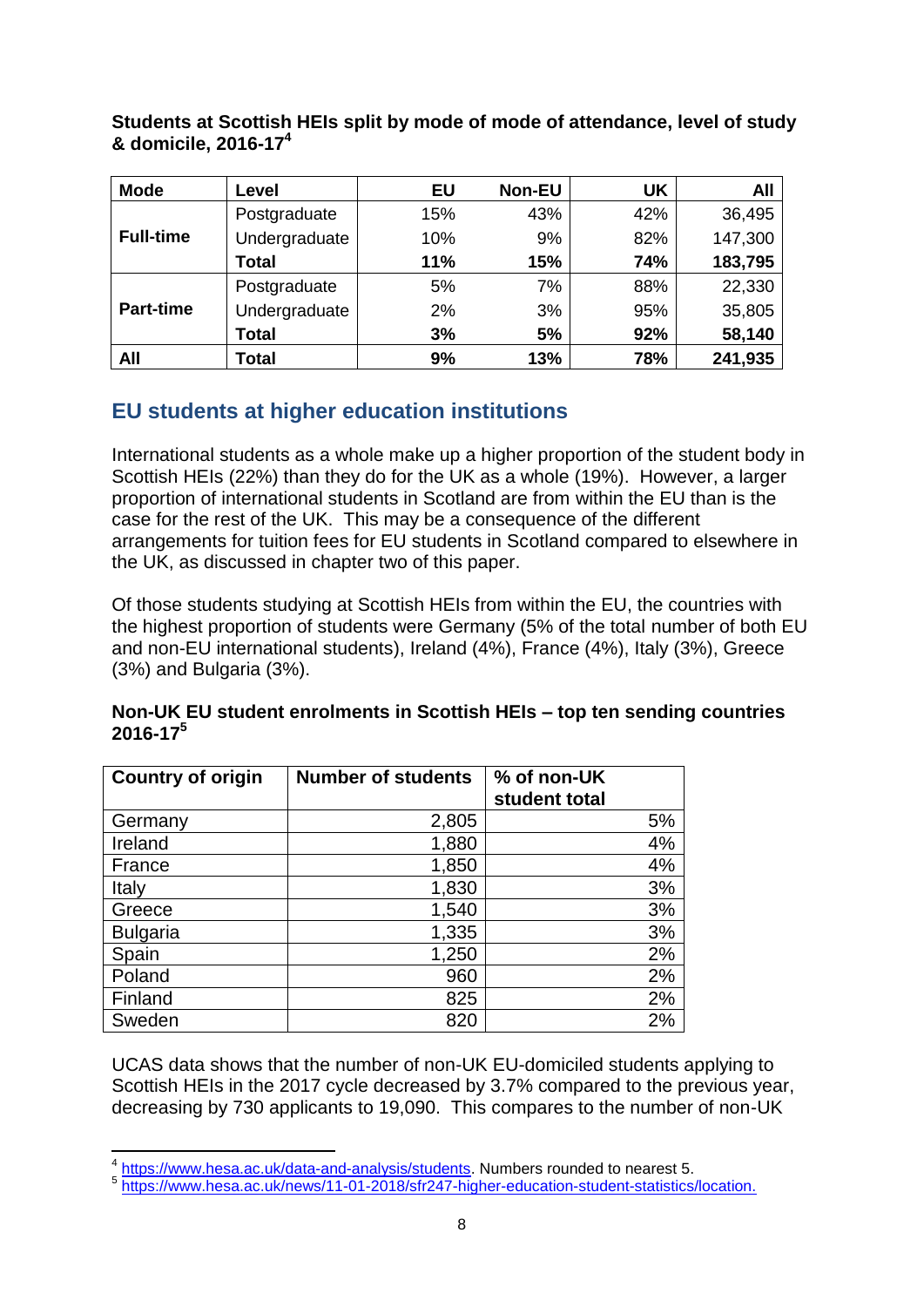**Students at Scottish HEIs split by mode of mode of attendance, level of study & domicile, 2016-17**[4]

| Mode | Level | EU | Non-EU | UK | All |
|---|---|---|---|---|---|
| **Full-time** | Postgraduate | 15% | 43% | 42% | 36,495 |
| | Undergraduate | 10% | 9% | 82% | 147,300 |
| | **Total** | **11%** | **15%** | **74%** | **183,795** |
| **Part-time** | Postgraduate | 5% | 7% | 88% | 22,330 |
| | Undergraduate | 2% | 3% | 95% | 35,805 |
| | **Total** | **3%** | **5%** | **92%** | **58,140** |
| **All** | **Total** | **9%** | **13%** | **78%** | **241,935** |

## EU students at higher education institutions

International students as a whole make up a higher proportion of the student body in Scottish HEIs (22%) than they do for the UK as a whole (19%). However, a larger proportion of international students in Scotland are from within the EU than is the case for the rest of the UK. This may be a consequence of the different arrangements for tuition fees for EU students in Scotland compared to elsewhere in the UK, as discussed in chapter two of this paper.

Of those students studying at Scottish HEIs from within the EU, the countries with the highest proportion of students were Germany (5% of the total number of both EU and non-EU international students), Ireland (4%), France (4%), Italy (3%), Greece (3%) and Bulgaria (3%).

**Non-UK EU student enrolments in Scottish HEIs – top ten sending countries 2016-17**[5]

| Country of origin | Number of students | % of non-UK student total |
|---|---|---|
| Germany | 2,805 | 5% |
| Ireland | 1,880 | 4% |
| France | 1,850 | 4% |
| Italy | 1,830 | 3% |
| Greece | 1,540 | 3% |
| Bulgaria | 1,335 | 3% |
| Spain | 1,250 | 2% |
| Poland | 960 | 2% |
| Finland | 825 | 2% |
| Sweden | 820 | 2% |

UCAS data shows that the number of non-UK EU-domiciled students applying to Scottish HEIs in the 2017 cycle decreased by 3.7% compared to the previous year, decreasing by 730 applicants to 19,090. This compares to the number of non-UK

---

[4] https://www.hesa.ac.uk/data-and-analysis/students. Numbers rounded to nearest 5.

[5] https://www.hesa.ac.uk/news/11-01-2018/sfr247-higher-education-student-statistics/location.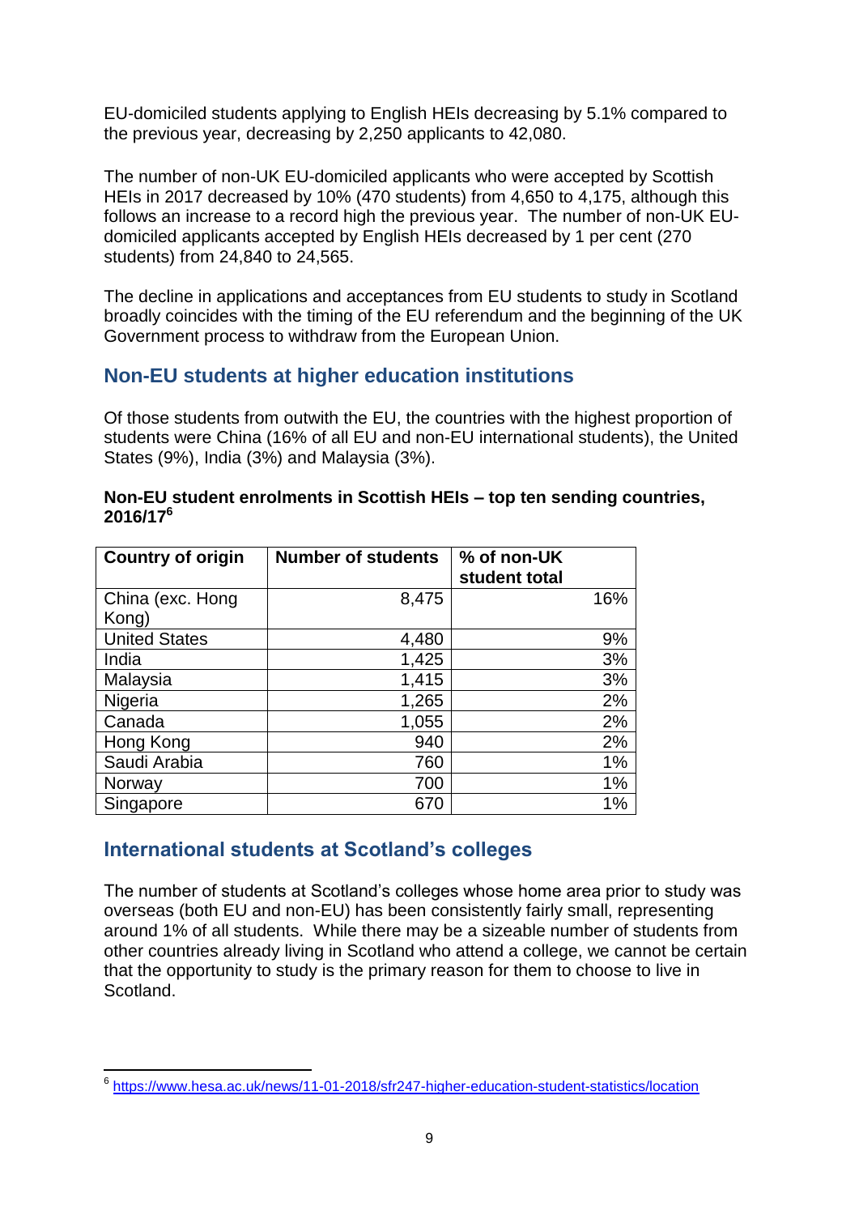EU-domiciled students applying to English HEIs decreasing by 5.1% compared to the previous year, decreasing by 2,250 applicants to 42,080.

The number of non-UK EU-domiciled applicants who were accepted by Scottish HEIs in 2017 decreased by 10% (470 students) from 4,650 to 4,175, although this follows an increase to a record high the previous year. The number of non-UK EU-domiciled applicants accepted by English HEIs decreased by 1 per cent (270 students) from 24,840 to 24,565.

The decline in applications and acceptances from EU students to study in Scotland broadly coincides with the timing of the EU referendum and the beginning of the UK Government process to withdraw from the European Union.

## Non-EU students at higher education institutions

Of those students from outwith the EU, the countries with the highest proportion of students were China (16% of all EU and non-EU international students), the United States (9%), India (3%) and Malaysia (3%).

**Non-EU student enrolments in Scottish HEIs – top ten sending countries, 2016/17**[6]

| Country of origin | Number of students | % of non-UK student total |
|---|---:|---:|
| China (exc. Hong Kong) | 8,475 | 16% |
| United States | 4,480 | 9% |
| India | 1,425 | 3% |
| Malaysia | 1,415 | 3% |
| Nigeria | 1,265 | 2% |
| Canada | 1,055 | 2% |
| Hong Kong | 940 | 2% |
| Saudi Arabia | 760 | 1% |
| Norway | 700 | 1% |
| Singapore | 670 | 1% |

## International students at Scotland's colleges

The number of students at Scotland's colleges whose home area prior to study was overseas (both EU and non-EU) has been consistently fairly small, representing around 1% of all students. While there may be a sizeable number of students from other countries already living in Scotland who attend a college, we cannot be certain that the opportunity to study is the primary reason for them to choose to live in Scotland.

[6] https://www.hesa.ac.uk/news/11-01-2018/sfr247-higher-education-student-statistics/location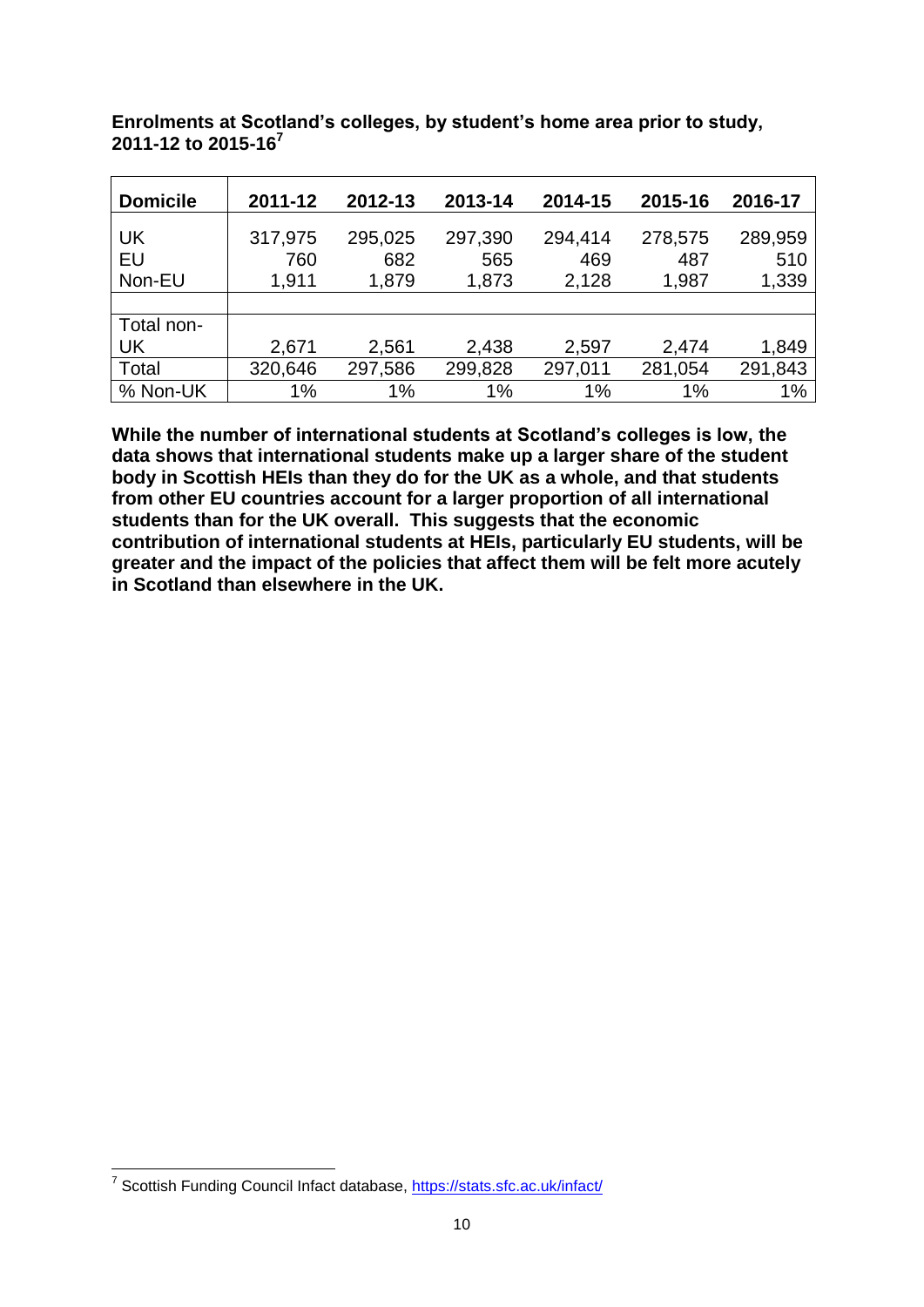**Enrolments at Scotland's colleges, by student's home area prior to study, 2011-12 to 2015-16[7]**

| Domicile | 2011-12 | 2012-13 | 2013-14 | 2014-15 | 2015-16 | 2016-17 |
|---|---|---|---|---|---|---|
| UK | 317,975 | 295,025 | 297,390 | 294,414 | 278,575 | 289,959 |
| EU | 760 | 682 | 565 | 469 | 487 | 510 |
| Non-EU | 1,911 | 1,879 | 1,873 | 2,128 | 1,987 | 1,339 |
| | | | | | | |
| Total non-UK | 2,671 | 2,561 | 2,438 | 2,597 | 2,474 | 1,849 |
| Total | 320,646 | 297,586 | 299,828 | 297,011 | 281,054 | 291,843 |
| % Non-UK | 1% | 1% | 1% | 1% | 1% | 1% |

**While the number of international students at Scotland's colleges is low, the data shows that international students make up a larger share of the student body in Scottish HEIs than they do for the UK as a whole, and that students from other EU countries account for a larger proportion of all international students than for the UK overall. This suggests that the economic contribution of international students at HEIs, particularly EU students, will be greater and the impact of the policies that affect them will be felt more acutely in Scotland than elsewhere in the UK.**

[7] Scottish Funding Council Infact database, https://stats.sfc.ac.uk/infact/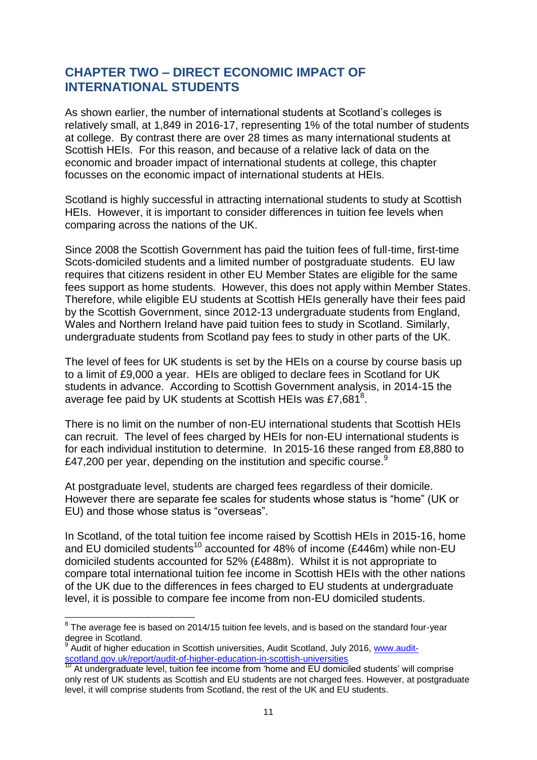## CHAPTER TWO – DIRECT ECONOMIC IMPACT OF INTERNATIONAL STUDENTS

As shown earlier, the number of international students at Scotland's colleges is relatively small, at 1,849 in 2016-17, representing 1% of the total number of students at college. By contrast there are over 28 times as many international students at Scottish HEIs. For this reason, and because of a relative lack of data on the economic and broader impact of international students at college, this chapter focusses on the economic impact of international students at HEIs.

Scotland is highly successful in attracting international students to study at Scottish HEIs. However, it is important to consider differences in tuition fee levels when comparing across the nations of the UK.

Since 2008 the Scottish Government has paid the tuition fees of full-time, first-time Scots-domiciled students and a limited number of postgraduate students. EU law requires that citizens resident in other EU Member States are eligible for the same fees support as home students. However, this does not apply within Member States. Therefore, while eligible EU students at Scottish HEIs generally have their fees paid by the Scottish Government, since 2012-13 undergraduate students from England, Wales and Northern Ireland have paid tuition fees to study in Scotland. Similarly, undergraduate students from Scotland pay fees to study in other parts of the UK.

The level of fees for UK students is set by the HEIs on a course by course basis up to a limit of £9,000 a year. HEIs are obliged to declare fees in Scotland for UK students in advance. According to Scottish Government analysis, in 2014-15 the average fee paid by UK students at Scottish HEIs was £7,681[8].

There is no limit on the number of non-EU international students that Scottish HEIs can recruit. The level of fees charged by HEIs for non-EU international students is for each individual institution to determine. In 2015-16 these ranged from £8,880 to £47,200 per year, depending on the institution and specific course.[9]

At postgraduate level, students are charged fees regardless of their domicile. However there are separate fee scales for students whose status is "home" (UK or EU) and those whose status is "overseas".

In Scotland, of the total tuition fee income raised by Scottish HEIs in 2015-16, home and EU domiciled students[10] accounted for 48% of income (£446m) while non-EU domiciled students accounted for 52% (£488m). Whilst it is not appropriate to compare total international tuition fee income in Scottish HEIs with the other nations of the UK due to the differences in fees charged to EU students at undergraduate level, it is possible to compare fee income from non-EU domiciled students.

---

[8] The average fee is based on 2014/15 tuition fee levels, and is based on the standard four-year degree in Scotland.

[9] Audit of higher education in Scottish universities, Audit Scotland, July 2016, www.audit-scotland.gov.uk/report/audit-of-higher-education-in-scottish-universities

[10] At undergraduate level, tuition fee income from 'home and EU domiciled students' will comprise only rest of UK students as Scottish and EU students are not charged fees. However, at postgraduate level, it will comprise students from Scotland, the rest of the UK and EU students.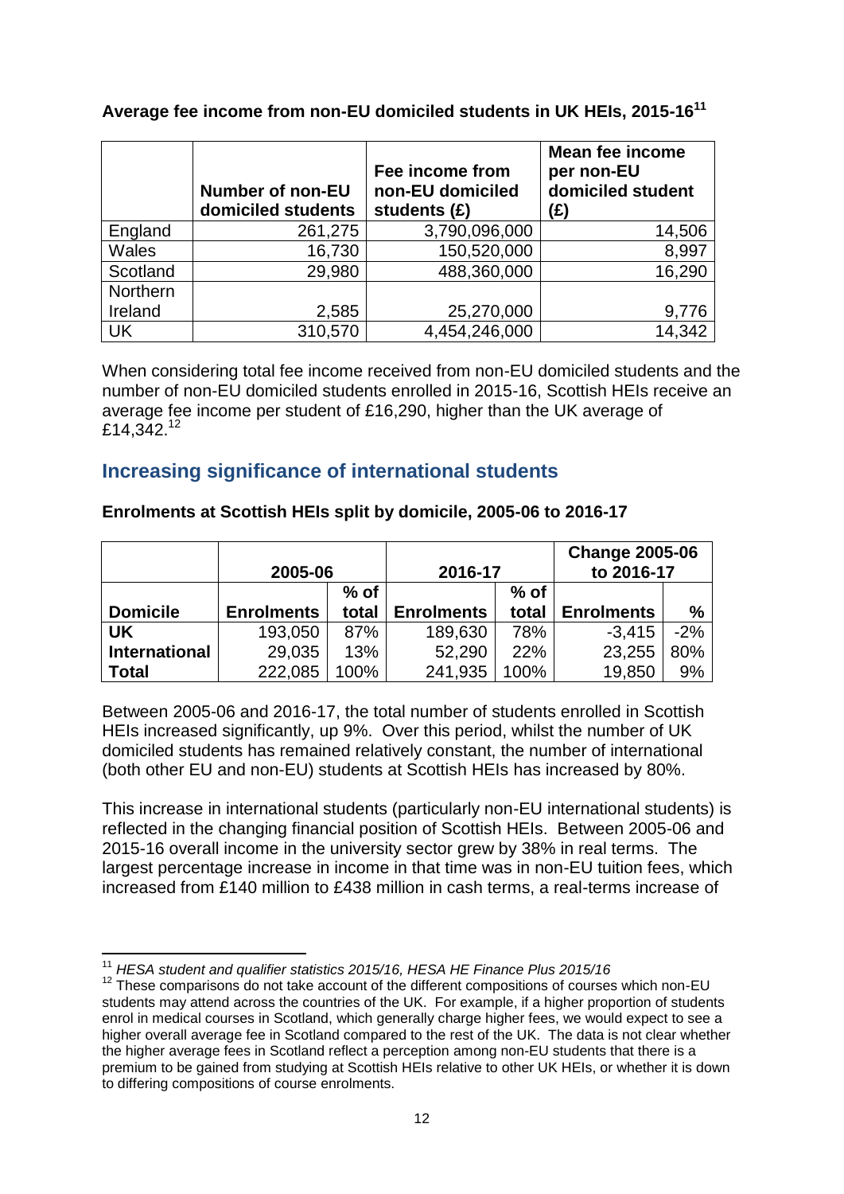**Average fee income from non-EU domiciled students in UK HEIs, 2015-16[11]**

| | Number of non-EU domiciled students | Fee income from non-EU domiciled students (£) | Mean fee income per non-EU domiciled student (£) |
|---|---|---|---|
| England | 261,275 | 3,790,096,000 | 14,506 |
| Wales | 16,730 | 150,520,000 | 8,997 |
| Scotland | 29,980 | 488,360,000 | 16,290 |
| Northern Ireland | 2,585 | 25,270,000 | 9,776 |
| UK | 310,570 | 4,454,246,000 | 14,342 |

When considering total fee income received from non-EU domiciled students and the number of non-EU domiciled students enrolled in 2015-16, Scottish HEIs receive an average fee income per student of £16,290, higher than the UK average of £14,342.[12]

## Increasing significance of international students

**Enrolments at Scottish HEIs split by domicile, 2005-06 to 2016-17**

| | 2005-06 | | 2016-17 | | Change 2005-06 to 2016-17 | |
|---|---|---|---|---|---|---|
| **Domicile** | **Enrolments** | **% of total** | **Enrolments** | **% of total** | **Enrolments** | **%** |
| **UK** | 193,050 | 87% | 189,630 | 78% | -3,415 | -2% |
| **International** | 29,035 | 13% | 52,290 | 22% | 23,255 | 80% |
| **Total** | 222,085 | 100% | 241,935 | 100% | 19,850 | 9% |

Between 2005-06 and 2016-17, the total number of students enrolled in Scottish HEIs increased significantly, up 9%. Over this period, whilst the number of UK domiciled students has remained relatively constant, the number of international (both other EU and non-EU) students at Scottish HEIs has increased by 80%.

This increase in international students (particularly non-EU international students) is reflected in the changing financial position of Scottish HEIs. Between 2005-06 and 2015-16 overall income in the university sector grew by 38% in real terms. The largest percentage increase in income in that time was in non-EU tuition fees, which increased from £140 million to £438 million in cash terms, a real-terms increase of

---

[11] *HESA student and qualifier statistics 2015/16, HESA HE Finance Plus 2015/16*

[12] These comparisons do not take account of the different compositions of courses which non-EU students may attend across the countries of the UK. For example, if a higher proportion of students enrol in medical courses in Scotland, which generally charge higher fees, we would expect to see a higher overall average fee in Scotland compared to the rest of the UK. The data is not clear whether the higher average fees in Scotland reflect a perception among non-EU students that there is a premium to be gained from studying at Scottish HEIs relative to other UK HEIs, or whether it is down to differing compositions of course enrolments.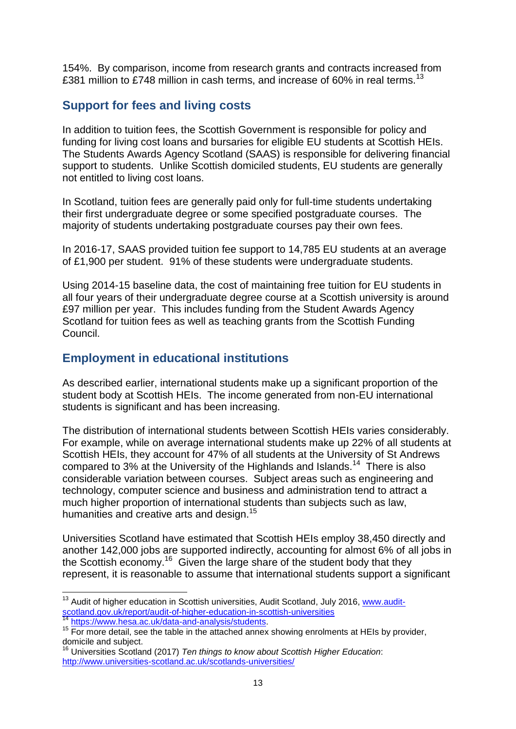154%. By comparison, income from research grants and contracts increased from £381 million to £748 million in cash terms, and increase of 60% in real terms.[13]

## Support for fees and living costs

In addition to tuition fees, the Scottish Government is responsible for policy and funding for living cost loans and bursaries for eligible EU students at Scottish HEIs. The Students Awards Agency Scotland (SAAS) is responsible for delivering financial support to students. Unlike Scottish domiciled students, EU students are generally not entitled to living cost loans.

In Scotland, tuition fees are generally paid only for full-time students undertaking their first undergraduate degree or some specified postgraduate courses. The majority of students undertaking postgraduate courses pay their own fees.

In 2016-17, SAAS provided tuition fee support to 14,785 EU students at an average of £1,900 per student. 91% of these students were undergraduate students.

Using 2014-15 baseline data, the cost of maintaining free tuition for EU students in all four years of their undergraduate degree course at a Scottish university is around £97 million per year. This includes funding from the Student Awards Agency Scotland for tuition fees as well as teaching grants from the Scottish Funding Council.

## Employment in educational institutions

As described earlier, international students make up a significant proportion of the student body at Scottish HEIs. The income generated from non-EU international students is significant and has been increasing.

The distribution of international students between Scottish HEIs varies considerably. For example, while on average international students make up 22% of all students at Scottish HEIs, they account for 47% of all students at the University of St Andrews compared to 3% at the University of the Highlands and Islands.[14] There is also considerable variation between courses. Subject areas such as engineering and technology, computer science and business and administration tend to attract a much higher proportion of international students than subjects such as law, humanities and creative arts and design.[15]

Universities Scotland have estimated that Scottish HEIs employ 38,450 directly and another 142,000 jobs are supported indirectly, accounting for almost 6% of all jobs in the Scottish economy.[16] Given the large share of the student body that they represent, it is reasonable to assume that international students support a significant

---

[13] Audit of higher education in Scottish universities, Audit Scotland, July 2016, www.audit-scotland.gov.uk/report/audit-of-higher-education-in-scottish-universities

[14] https://www.hesa.ac.uk/data-and-analysis/students.

[15] For more detail, see the table in the attached annex showing enrolments at HEIs by provider, domicile and subject.

[16] Universities Scotland (2017) *Ten things to know about Scottish Higher Education*: http://www.universities-scotland.ac.uk/scotlands-universities/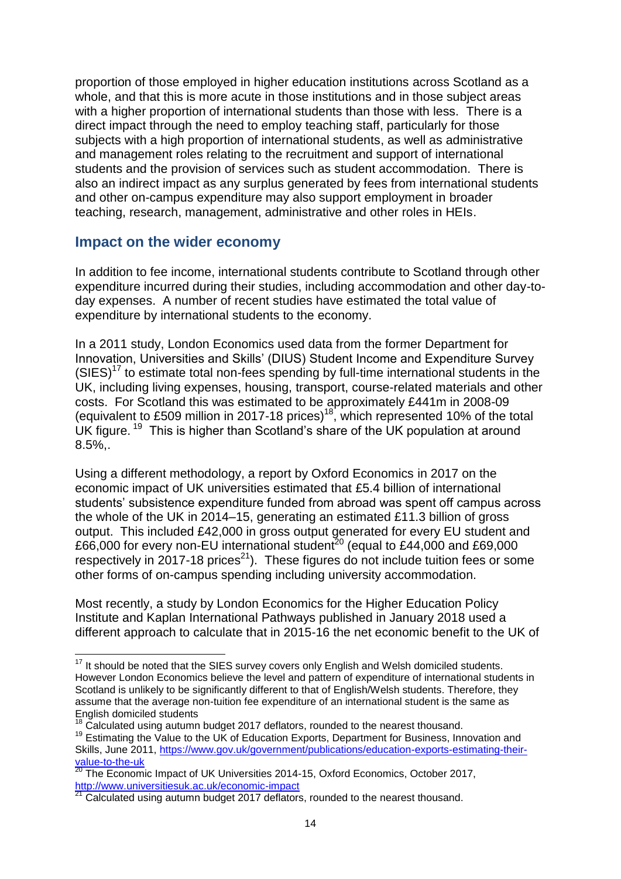proportion of those employed in higher education institutions across Scotland as a whole, and that this is more acute in those institutions and in those subject areas with a higher proportion of international students than those with less. There is a direct impact through the need to employ teaching staff, particularly for those subjects with a high proportion of international students, as well as administrative and management roles relating to the recruitment and support of international students and the provision of services such as student accommodation. There is also an indirect impact as any surplus generated by fees from international students and other on-campus expenditure may also support employment in broader teaching, research, management, administrative and other roles in HEIs.

## Impact on the wider economy

In addition to fee income, international students contribute to Scotland through other expenditure incurred during their studies, including accommodation and other day-to-day expenses. A number of recent studies have estimated the total value of expenditure by international students to the economy.

In a 2011 study, London Economics used data from the former Department for Innovation, Universities and Skills' (DIUS) Student Income and Expenditure Survey (SIES)[17] to estimate total non-fees spending by full-time international students in the UK, including living expenses, housing, transport, course-related materials and other costs. For Scotland this was estimated to be approximately £441m in 2008-09 (equivalent to £509 million in 2017-18 prices)[18], which represented 10% of the total UK figure. [19] This is higher than Scotland's share of the UK population at around 8.5%,.

Using a different methodology, a report by Oxford Economics in 2017 on the economic impact of UK universities estimated that £5.4 billion of international students' subsistence expenditure funded from abroad was spent off campus across the whole of the UK in 2014–15, generating an estimated £11.3 billion of gross output. This included £42,000 in gross output generated for every EU student and £66,000 for every non-EU international student[20] (equal to £44,000 and £69,000 respectively in 2017-18 prices[21]). These figures do not include tuition fees or some other forms of on-campus spending including university accommodation.

Most recently, a study by London Economics for the Higher Education Policy Institute and Kaplan International Pathways published in January 2018 used a different approach to calculate that in 2015-16 the net economic benefit to the UK of

---

[17] It should be noted that the SIES survey covers only English and Welsh domiciled students. However London Economics believe the level and pattern of expenditure of international students in Scotland is unlikely to be significantly different to that of English/Welsh students. Therefore, they assume that the average non-tuition fee expenditure of an international student is the same as English domiciled students

[18] Calculated using autumn budget 2017 deflators, rounded to the nearest thousand.

[19] Estimating the Value to the UK of Education Exports, Department for Business, Innovation and Skills, June 2011, https://www.gov.uk/government/publications/education-exports-estimating-their-value-to-the-uk

[20] The Economic Impact of UK Universities 2014-15, Oxford Economics, October 2017, http://www.universitiesuk.ac.uk/economic-impact

[21] Calculated using autumn budget 2017 deflators, rounded to the nearest thousand.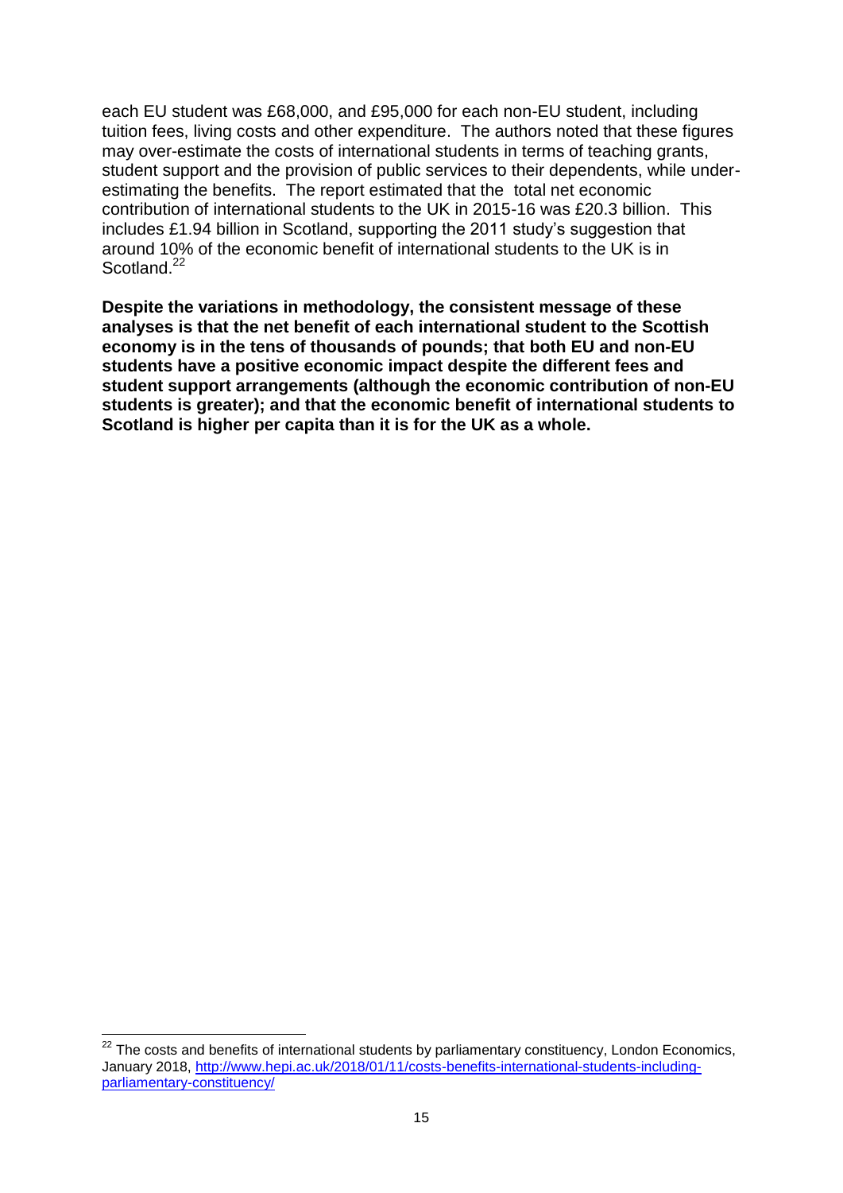each EU student was £68,000, and £95,000 for each non-EU student, including tuition fees, living costs and other expenditure. The authors noted that these figures may over-estimate the costs of international students in terms of teaching grants, student support and the provision of public services to their dependents, while under-estimating the benefits. The report estimated that the total net economic contribution of international students to the UK in 2015-16 was £20.3 billion. This includes £1.94 billion in Scotland, supporting the 2011 study's suggestion that around 10% of the economic benefit of international students to the UK is in Scotland.[22]

**Despite the variations in methodology, the consistent message of these analyses is that the net benefit of each international student to the Scottish economy is in the tens of thousands of pounds; that both EU and non-EU students have a positive economic impact despite the different fees and student support arrangements (although the economic contribution of non-EU students is greater); and that the economic benefit of international students to Scotland is higher per capita than it is for the UK as a whole.**

---

[22] The costs and benefits of international students by parliamentary constituency, London Economics, January 2018, http://www.hepi.ac.uk/2018/01/11/costs-benefits-international-students-including-parliamentary-constituency/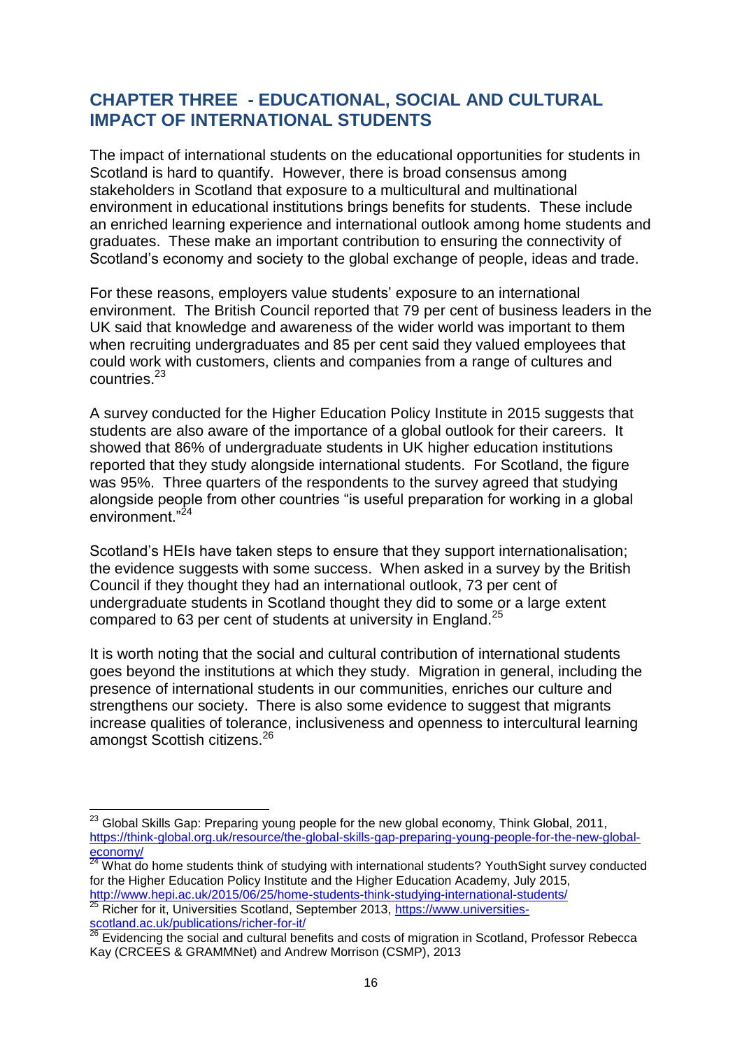## CHAPTER THREE - EDUCATIONAL, SOCIAL AND CULTURAL IMPACT OF INTERNATIONAL STUDENTS

The impact of international students on the educational opportunities for students in Scotland is hard to quantify. However, there is broad consensus among stakeholders in Scotland that exposure to a multicultural and multinational environment in educational institutions brings benefits for students. These include an enriched learning experience and international outlook among home students and graduates. These make an important contribution to ensuring the connectivity of Scotland's economy and society to the global exchange of people, ideas and trade.

For these reasons, employers value students' exposure to an international environment. The British Council reported that 79 per cent of business leaders in the UK said that knowledge and awareness of the wider world was important to them when recruiting undergraduates and 85 per cent said they valued employees that could work with customers, clients and companies from a range of cultures and countries.[23]

A survey conducted for the Higher Education Policy Institute in 2015 suggests that students are also aware of the importance of a global outlook for their careers. It showed that 86% of undergraduate students in UK higher education institutions reported that they study alongside international students. For Scotland, the figure was 95%. Three quarters of the respondents to the survey agreed that studying alongside people from other countries "is useful preparation for working in a global environment."[24]

Scotland's HEIs have taken steps to ensure that they support internationalisation; the evidence suggests with some success. When asked in a survey by the British Council if they thought they had an international outlook, 73 per cent of undergraduate students in Scotland thought they did to some or a large extent compared to 63 per cent of students at university in England.[25]

It is worth noting that the social and cultural contribution of international students goes beyond the institutions at which they study. Migration in general, including the presence of international students in our communities, enriches our culture and strengthens our society. There is also some evidence to suggest that migrants increase qualities of tolerance, inclusiveness and openness to intercultural learning amongst Scottish citizens.[26]

---

[23] Global Skills Gap: Preparing young people for the new global economy, Think Global, 2011, https://think-global.org.uk/resource/the-global-skills-gap-preparing-young-people-for-the-new-global-economy/

[24] What do home students think of studying with international students? YouthSight survey conducted for the Higher Education Policy Institute and the Higher Education Academy, July 2015, http://www.hepi.ac.uk/2015/06/25/home-students-think-studying-international-students/

[25] Richer for it, Universities Scotland, September 2013, https://www.universities-scotland.ac.uk/publications/richer-for-it/

[26] Evidencing the social and cultural benefits and costs of migration in Scotland, Professor Rebecca Kay (CRCEES & GRAMMNet) and Andrew Morrison (CSMP), 2013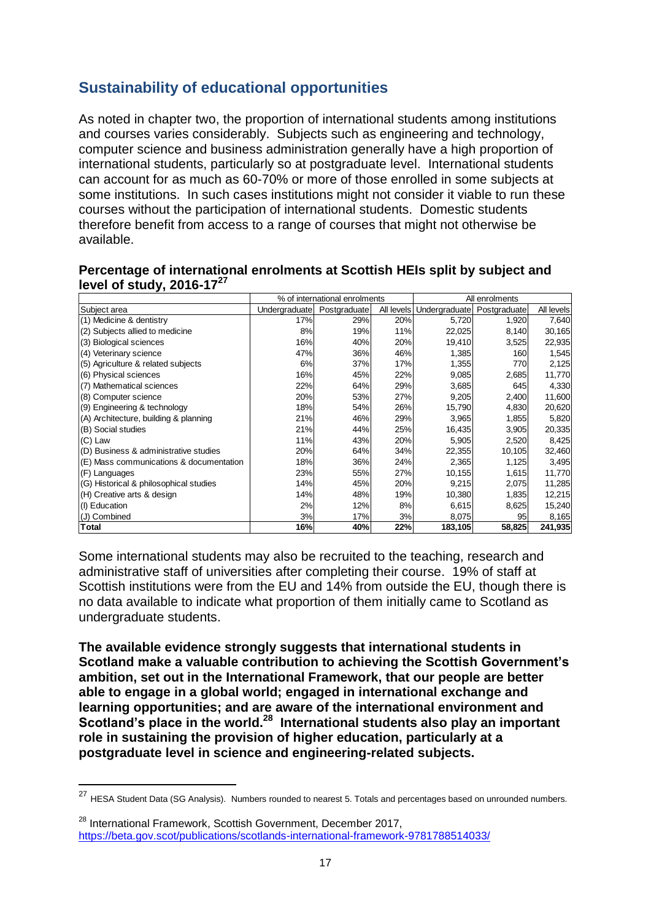## Sustainability of educational opportunities

As noted in chapter two, the proportion of international students among institutions and courses varies considerably. Subjects such as engineering and technology, computer science and business administration generally have a high proportion of international students, particularly so at postgraduate level. International students can account for as much as 60-70% or more of those enrolled in some subjects at some institutions. In such cases institutions might not consider it viable to run these courses without the participation of international students. Domestic students therefore benefit from access to a range of courses that might not otherwise be available.

**Percentage of international enrolments at Scottish HEIs split by subject and level of study, 2016-17[27]**

| | % of international enrolments | | | All enrolments | | |
|---|---|---|---|---|---|---|
| Subject area | Undergraduate | Postgraduate | All levels | Undergraduate | Postgraduate | All levels |
| (1) Medicine & dentistry | 17% | 29% | 20% | 5,720 | 1,920 | 7,640 |
| (2) Subjects allied to medicine | 8% | 19% | 11% | 22,025 | 8,140 | 30,165 |
| (3) Biological sciences | 16% | 40% | 20% | 19,410 | 3,525 | 22,935 |
| (4) Veterinary science | 47% | 36% | 46% | 1,385 | 160 | 1,545 |
| (5) Agriculture & related subjects | 6% | 37% | 17% | 1,355 | 770 | 2,125 |
| (6) Physical sciences | 16% | 45% | 22% | 9,085 | 2,685 | 11,770 |
| (7) Mathematical sciences | 22% | 64% | 29% | 3,685 | 645 | 4,330 |
| (8) Computer science | 20% | 53% | 27% | 9,205 | 2,400 | 11,600 |
| (9) Engineering & technology | 18% | 54% | 26% | 15,790 | 4,830 | 20,620 |
| (A) Architecture, building & planning | 21% | 46% | 29% | 3,965 | 1,855 | 5,820 |
| (B) Social studies | 21% | 44% | 25% | 16,435 | 3,905 | 20,335 |
| (C) Law | 11% | 43% | 20% | 5,905 | 2,520 | 8,425 |
| (D) Business & administrative studies | 20% | 64% | 34% | 22,355 | 10,105 | 32,460 |
| (E) Mass communications & documentation | 18% | 36% | 24% | 2,365 | 1,125 | 3,495 |
| (F) Languages | 23% | 55% | 27% | 10,155 | 1,615 | 11,770 |
| (G) Historical & philosophical studies | 14% | 45% | 20% | 9,215 | 2,075 | 11,285 |
| (H) Creative arts & design | 14% | 48% | 19% | 10,380 | 1,835 | 12,215 |
| (I) Education | 2% | 12% | 8% | 6,615 | 8,625 | 15,240 |
| (J) Combined | 3% | 17% | 3% | 8,075 | 95 | 8,165 |
| **Total** | **16%** | **40%** | **22%** | **183,105** | **58,825** | **241,935** |

Some international students may also be recruited to the teaching, research and administrative staff of universities after completing their course. 19% of staff at Scottish institutions were from the EU and 14% from outside the EU, though there is no data available to indicate what proportion of them initially came to Scotland as undergraduate students.

**The available evidence strongly suggests that international students in Scotland make a valuable contribution to achieving the Scottish Government's ambition, set out in the International Framework, that our people are better able to engage in a global world; engaged in international exchange and learning opportunities; and are aware of the international environment and Scotland's place in the world.[28] International students also play an important role in sustaining the provision of higher education, particularly at a postgraduate level in science and engineering-related subjects.**

---

[27] HESA Student Data (SG Analysis). Numbers rounded to nearest 5. Totals and percentages based on unrounded numbers.

[28] International Framework, Scottish Government, December 2017, https://beta.gov.scot/publications/scotlands-international-framework-9781788514033/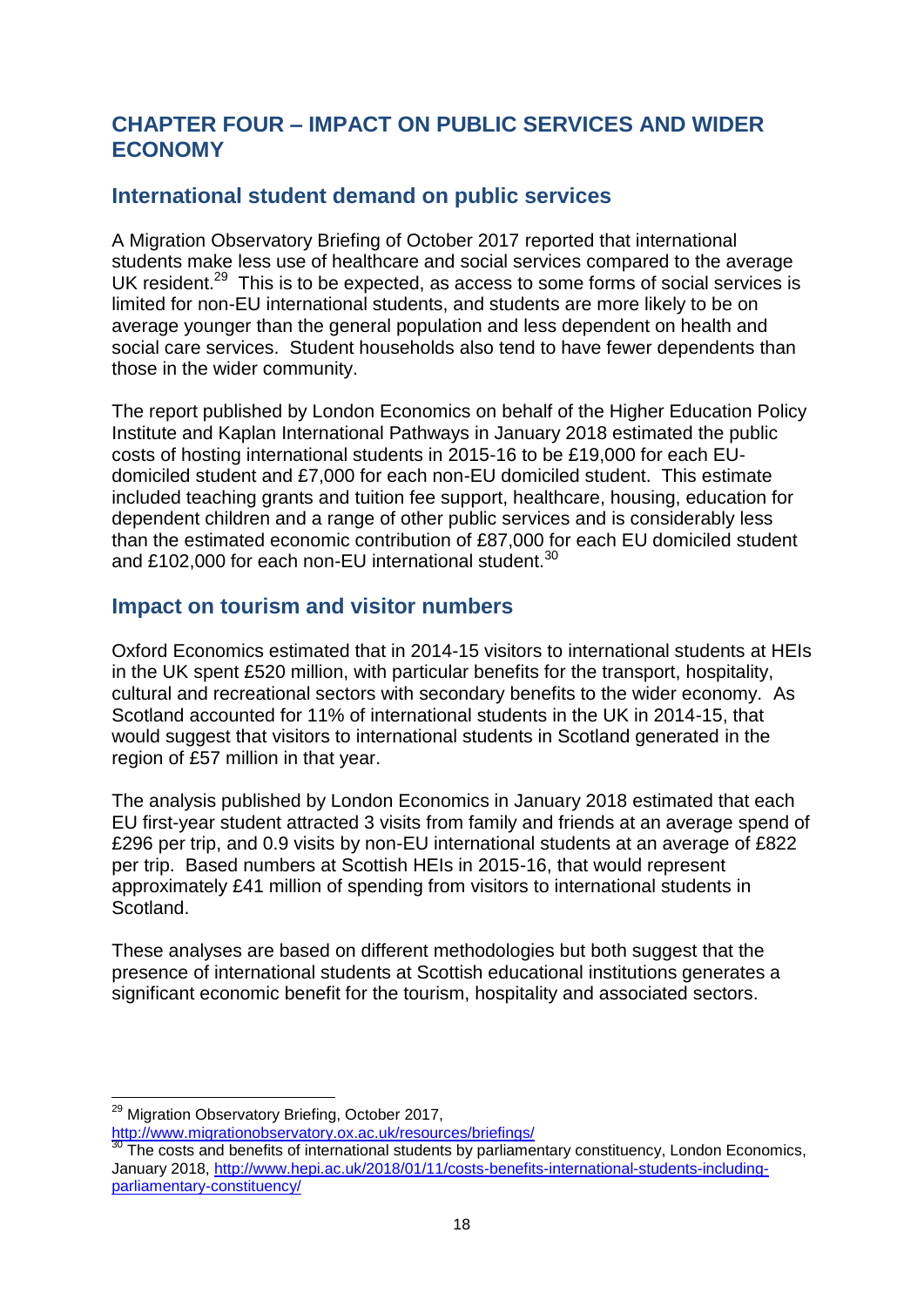## CHAPTER FOUR – IMPACT ON PUBLIC SERVICES AND WIDER ECONOMY

### International student demand on public services

A Migration Observatory Briefing of October 2017 reported that international students make less use of healthcare and social services compared to the average UK resident.[29] This is to be expected, as access to some forms of social services is limited for non-EU international students, and students are more likely to be on average younger than the general population and less dependent on health and social care services. Student households also tend to have fewer dependents than those in the wider community.

The report published by London Economics on behalf of the Higher Education Policy Institute and Kaplan International Pathways in January 2018 estimated the public costs of hosting international students in 2015-16 to be £19,000 for each EU-domiciled student and £7,000 for each non-EU domiciled student. This estimate included teaching grants and tuition fee support, healthcare, housing, education for dependent children and a range of other public services and is considerably less than the estimated economic contribution of £87,000 for each EU domiciled student and £102,000 for each non-EU international student.[30]

### Impact on tourism and visitor numbers

Oxford Economics estimated that in 2014-15 visitors to international students at HEIs in the UK spent £520 million, with particular benefits for the transport, hospitality, cultural and recreational sectors with secondary benefits to the wider economy. As Scotland accounted for 11% of international students in the UK in 2014-15, that would suggest that visitors to international students in Scotland generated in the region of £57 million in that year.

The analysis published by London Economics in January 2018 estimated that each EU first-year student attracted 3 visits from family and friends at an average spend of £296 per trip, and 0.9 visits by non-EU international students at an average of £822 per trip. Based numbers at Scottish HEIs in 2015-16, that would represent approximately £41 million of spending from visitors to international students in Scotland.

These analyses are based on different methodologies but both suggest that the presence of international students at Scottish educational institutions generates a significant economic benefit for the tourism, hospitality and associated sectors.

---

[29] Migration Observatory Briefing, October 2017, http://www.migrationobservatory.ox.ac.uk/resources/briefings/

[30] The costs and benefits of international students by parliamentary constituency, London Economics, January 2018, http://www.hepi.ac.uk/2018/01/11/costs-benefits-international-students-including-parliamentary-constituency/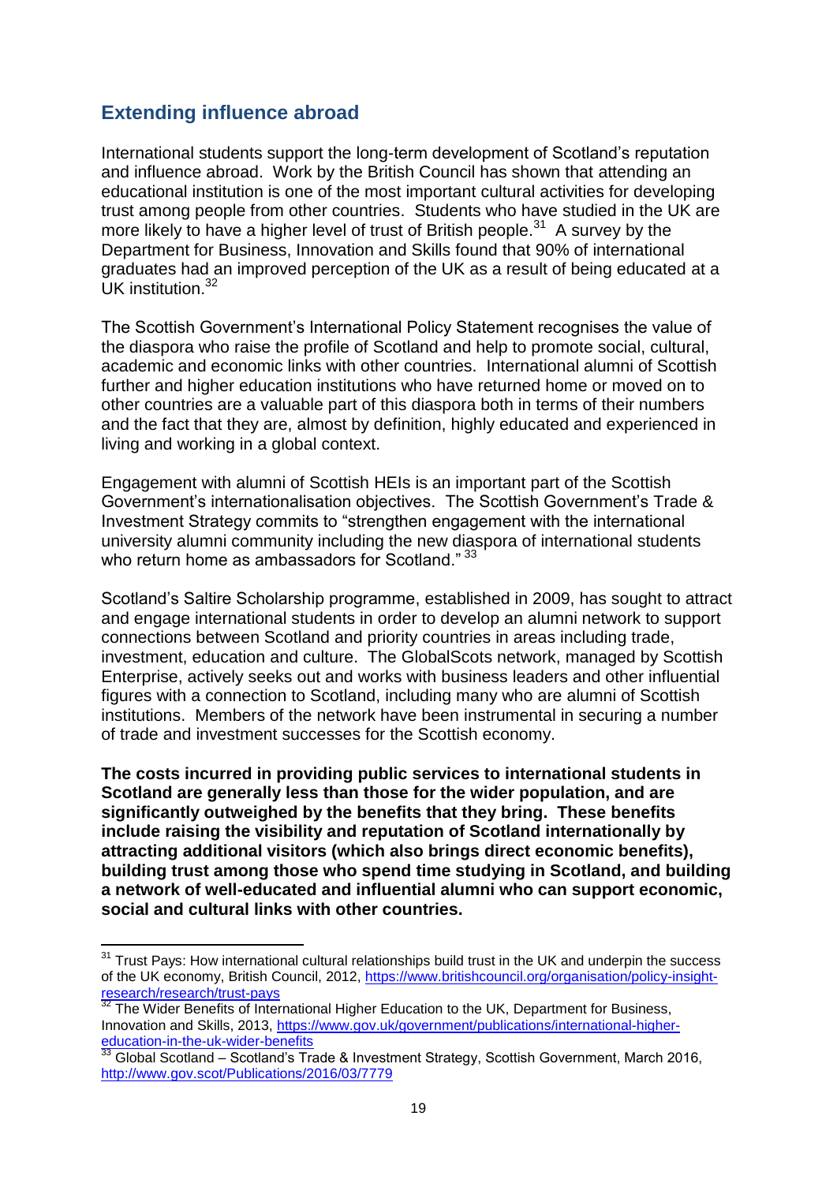## Extending influence abroad

International students support the long-term development of Scotland's reputation and influence abroad. Work by the British Council has shown that attending an educational institution is one of the most important cultural activities for developing trust among people from other countries. Students who have studied in the UK are more likely to have a higher level of trust of British people.[31] A survey by the Department for Business, Innovation and Skills found that 90% of international graduates had an improved perception of the UK as a result of being educated at a UK institution.[32]

The Scottish Government's International Policy Statement recognises the value of the diaspora who raise the profile of Scotland and help to promote social, cultural, academic and economic links with other countries. International alumni of Scottish further and higher education institutions who have returned home or moved on to other countries are a valuable part of this diaspora both in terms of their numbers and the fact that they are, almost by definition, highly educated and experienced in living and working in a global context.

Engagement with alumni of Scottish HEIs is an important part of the Scottish Government's internationalisation objectives. The Scottish Government's Trade & Investment Strategy commits to "strengthen engagement with the international university alumni community including the new diaspora of international students who return home as ambassadors for Scotland."[33]

Scotland's Saltire Scholarship programme, established in 2009, has sought to attract and engage international students in order to develop an alumni network to support connections between Scotland and priority countries in areas including trade, investment, education and culture. The GlobalScots network, managed by Scottish Enterprise, actively seeks out and works with business leaders and other influential figures with a connection to Scotland, including many who are alumni of Scottish institutions. Members of the network have been instrumental in securing a number of trade and investment successes for the Scottish economy.

**The costs incurred in providing public services to international students in Scotland are generally less than those for the wider population, and are significantly outweighed by the benefits that they bring. These benefits include raising the visibility and reputation of Scotland internationally by attracting additional visitors (which also brings direct economic benefits), building trust among those who spend time studying in Scotland, and building a network of well-educated and influential alumni who can support economic, social and cultural links with other countries.**

---

[31] Trust Pays: How international cultural relationships build trust in the UK and underpin the success of the UK economy, British Council, 2012, https://www.britishcouncil.org/organisation/policy-insight-research/research/trust-pays

[32] The Wider Benefits of International Higher Education to the UK, Department for Business, Innovation and Skills, 2013, https://www.gov.uk/government/publications/international-higher-education-in-the-uk-wider-benefits

[33] Global Scotland – Scotland's Trade & Investment Strategy, Scottish Government, March 2016, http://www.gov.scot/Publications/2016/03/7779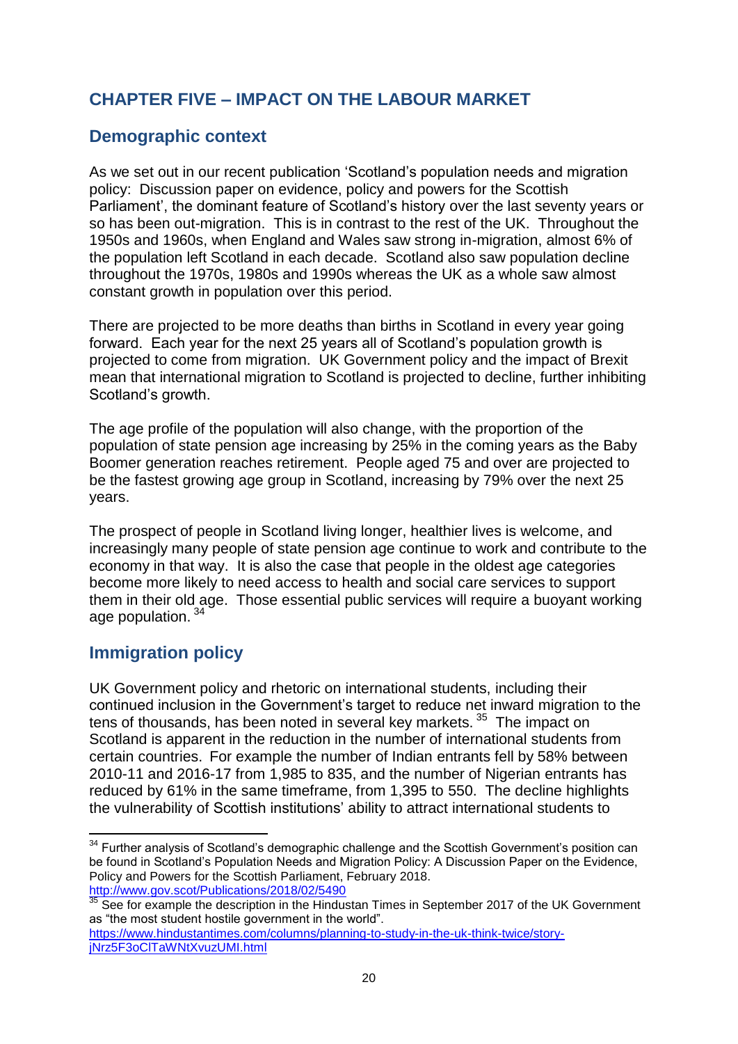## CHAPTER FIVE – IMPACT ON THE LABOUR MARKET

### Demographic context

As we set out in our recent publication 'Scotland's population needs and migration policy: Discussion paper on evidence, policy and powers for the Scottish Parliament', the dominant feature of Scotland's history over the last seventy years or so has been out-migration. This is in contrast to the rest of the UK. Throughout the 1950s and 1960s, when England and Wales saw strong in-migration, almost 6% of the population left Scotland in each decade. Scotland also saw population decline throughout the 1970s, 1980s and 1990s whereas the UK as a whole saw almost constant growth in population over this period.

There are projected to be more deaths than births in Scotland in every year going forward. Each year for the next 25 years all of Scotland's population growth is projected to come from migration. UK Government policy and the impact of Brexit mean that international migration to Scotland is projected to decline, further inhibiting Scotland's growth.

The age profile of the population will also change, with the proportion of the population of state pension age increasing by 25% in the coming years as the Baby Boomer generation reaches retirement. People aged 75 and over are projected to be the fastest growing age group in Scotland, increasing by 79% over the next 25 years.

The prospect of people in Scotland living longer, healthier lives is welcome, and increasingly many people of state pension age continue to work and contribute to the economy in that way. It is also the case that people in the oldest age categories become more likely to need access to health and social care services to support them in their old age. Those essential public services will require a buoyant working age population. [34]

### Immigration policy

UK Government policy and rhetoric on international students, including their continued inclusion in the Government's target to reduce net inward migration to the tens of thousands, has been noted in several key markets. [35] The impact on Scotland is apparent in the reduction in the number of international students from certain countries. For example the number of Indian entrants fell by 58% between 2010-11 and 2016-17 from 1,985 to 835, and the number of Nigerian entrants has reduced by 61% in the same timeframe, from 1,395 to 550. The decline highlights the vulnerability of Scottish institutions' ability to attract international students to

---

[34] Further analysis of Scotland's demographic challenge and the Scottish Government's position can be found in Scotland's Population Needs and Migration Policy: A Discussion Paper on the Evidence, Policy and Powers for the Scottish Parliament, February 2018. http://www.gov.scot/Publications/2018/02/5490

[35] See for example the description in the Hindustan Times in September 2017 of the UK Government as "the most student hostile government in the world". https://www.hindustantimes.com/columns/planning-to-study-in-the-uk-think-twice/story-jNrz5F3oClTaWNtXvuzUMI.html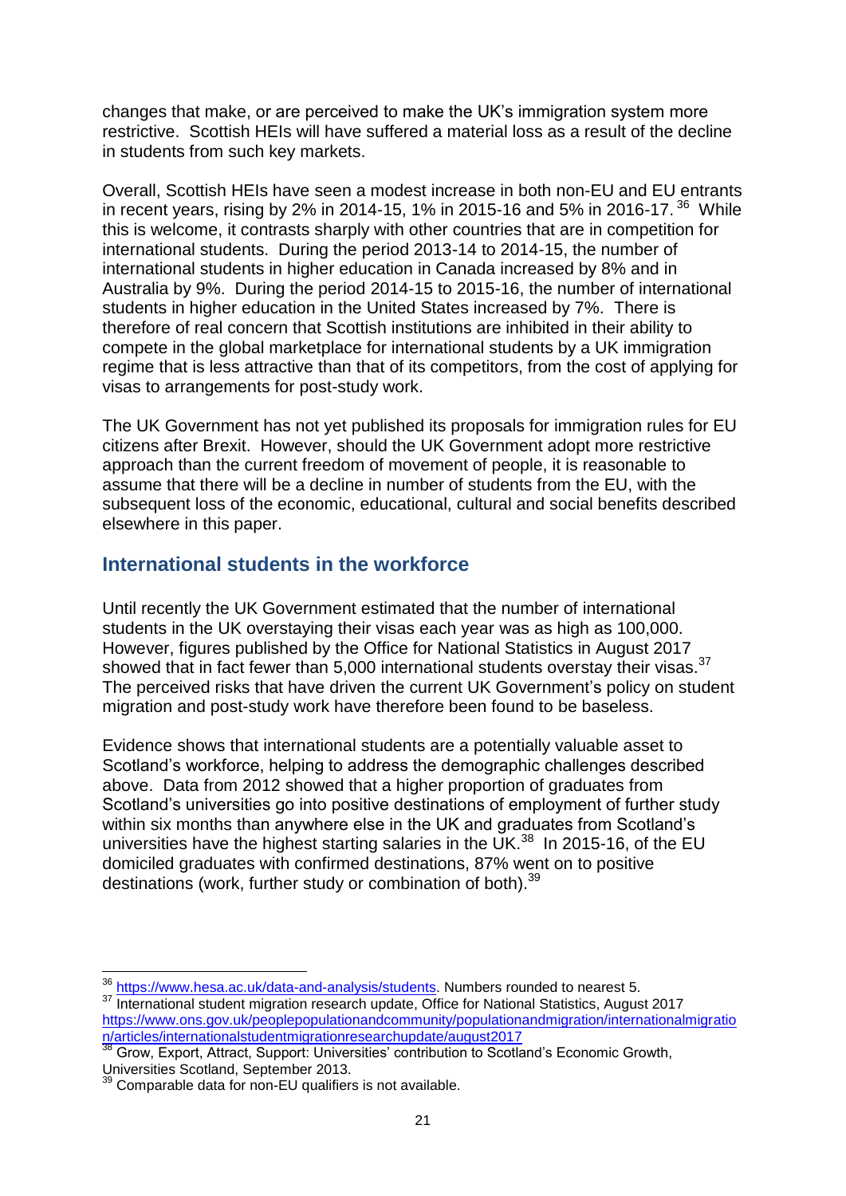changes that make, or are perceived to make the UK's immigration system more restrictive. Scottish HEIs will have suffered a material loss as a result of the decline in students from such key markets.

Overall, Scottish HEIs have seen a modest increase in both non-EU and EU entrants in recent years, rising by 2% in 2014-15, 1% in 2015-16 and 5% in 2016-17.[36] While this is welcome, it contrasts sharply with other countries that are in competition for international students. During the period 2013-14 to 2014-15, the number of international students in higher education in Canada increased by 8% and in Australia by 9%. During the period 2014-15 to 2015-16, the number of international students in higher education in the United States increased by 7%. There is therefore of real concern that Scottish institutions are inhibited in their ability to compete in the global marketplace for international students by a UK immigration regime that is less attractive than that of its competitors, from the cost of applying for visas to arrangements for post-study work.

The UK Government has not yet published its proposals for immigration rules for EU citizens after Brexit. However, should the UK Government adopt more restrictive approach than the current freedom of movement of people, it is reasonable to assume that there will be a decline in number of students from the EU, with the subsequent loss of the economic, educational, cultural and social benefits described elsewhere in this paper.

## International students in the workforce

Until recently the UK Government estimated that the number of international students in the UK overstaying their visas each year was as high as 100,000. However, figures published by the Office for National Statistics in August 2017 showed that in fact fewer than 5,000 international students overstay their visas.[37] The perceived risks that have driven the current UK Government's policy on student migration and post-study work have therefore been found to be baseless.

Evidence shows that international students are a potentially valuable asset to Scotland's workforce, helping to address the demographic challenges described above. Data from 2012 showed that a higher proportion of graduates from Scotland's universities go into positive destinations of employment of further study within six months than anywhere else in the UK and graduates from Scotland's universities have the highest starting salaries in the UK.[38] In 2015-16, of the EU domiciled graduates with confirmed destinations, 87% went on to positive destinations (work, further study or combination of both).[39]

---

[36] https://www.hesa.ac.uk/data-and-analysis/students. Numbers rounded to nearest 5.

[37] International student migration research update, Office for National Statistics, August 2017 https://www.ons.gov.uk/peoplepopulationandcommunity/populationandmigration/internationalmigration/articles/internationalstudentmigrationresearchupdate/august2017

[38] Grow, Export, Attract, Support: Universities' contribution to Scotland's Economic Growth, Universities Scotland, September 2013.

[39] Comparable data for non-EU qualifiers is not available.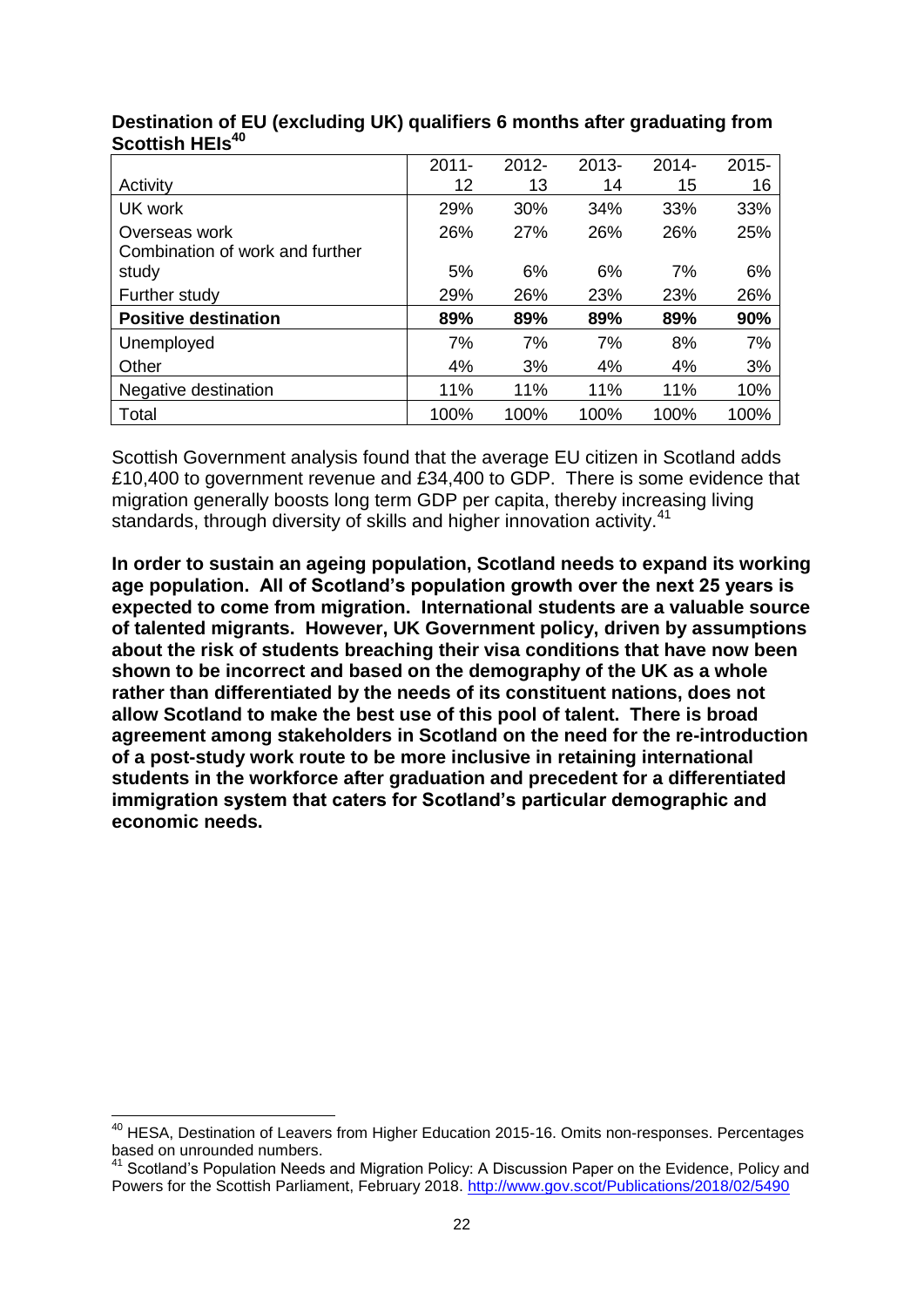**Destination of EU (excluding UK) qualifiers 6 months after graduating from Scottish HEIs[40]**

| Activity | 2011-12 | 2012-13 | 2013-14 | 2014-15 | 2015-16 |
|---|---|---|---|---|---|
| UK work | 29% | 30% | 34% | 33% | 33% |
| Overseas work | 26% | 27% | 26% | 26% | 25% |
| Combination of work and further study | 5% | 6% | 6% | 7% | 6% |
| Further study | 29% | 26% | 23% | 23% | 26% |
| **Positive destination** | **89%** | **89%** | **89%** | **89%** | **90%** |
| Unemployed | 7% | 7% | 7% | 8% | 7% |
| Other | 4% | 3% | 4% | 4% | 3% |
| Negative destination | 11% | 11% | 11% | 11% | 10% |
| Total | 100% | 100% | 100% | 100% | 100% |

Scottish Government analysis found that the average EU citizen in Scotland adds £10,400 to government revenue and £34,400 to GDP. There is some evidence that migration generally boosts long term GDP per capita, thereby increasing living standards, through diversity of skills and higher innovation activity.[41]

**In order to sustain an ageing population, Scotland needs to expand its working age population. All of Scotland's population growth over the next 25 years is expected to come from migration. International students are a valuable source of talented migrants. However, UK Government policy, driven by assumptions about the risk of students breaching their visa conditions that have now been shown to be incorrect and based on the demography of the UK as a whole rather than differentiated by the needs of its constituent nations, does not allow Scotland to make the best use of this pool of talent. There is broad agreement among stakeholders in Scotland on the need for the re-introduction of a post-study work route to be more inclusive in retaining international students in the workforce after graduation and precedent for a differentiated immigration system that caters for Scotland's particular demographic and economic needs.**

---

[40] HESA, Destination of Leavers from Higher Education 2015-16. Omits non-responses. Percentages based on unrounded numbers.

[41] Scotland's Population Needs and Migration Policy: A Discussion Paper on the Evidence, Policy and Powers for the Scottish Parliament, February 2018. http://www.gov.scot/Publications/2018/02/5490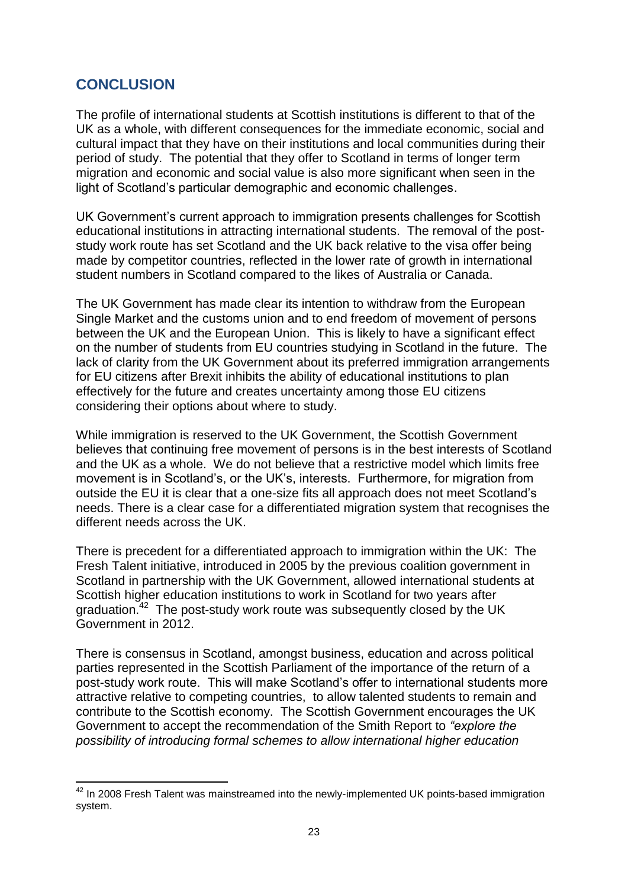## CONCLUSION

The profile of international students at Scottish institutions is different to that of the UK as a whole, with different consequences for the immediate economic, social and cultural impact that they have on their institutions and local communities during their period of study. The potential that they offer to Scotland in terms of longer term migration and economic and social value is also more significant when seen in the light of Scotland's particular demographic and economic challenges.

UK Government's current approach to immigration presents challenges for Scottish educational institutions in attracting international students. The removal of the post-study work route has set Scotland and the UK back relative to the visa offer being made by competitor countries, reflected in the lower rate of growth in international student numbers in Scotland compared to the likes of Australia or Canada.

The UK Government has made clear its intention to withdraw from the European Single Market and the customs union and to end freedom of movement of persons between the UK and the European Union. This is likely to have a significant effect on the number of students from EU countries studying in Scotland in the future. The lack of clarity from the UK Government about its preferred immigration arrangements for EU citizens after Brexit inhibits the ability of educational institutions to plan effectively for the future and creates uncertainty among those EU citizens considering their options about where to study.

While immigration is reserved to the UK Government, the Scottish Government believes that continuing free movement of persons is in the best interests of Scotland and the UK as a whole. We do not believe that a restrictive model which limits free movement is in Scotland's, or the UK's, interests. Furthermore, for migration from outside the EU it is clear that a one-size fits all approach does not meet Scotland's needs. There is a clear case for a differentiated migration system that recognises the different needs across the UK.

There is precedent for a differentiated approach to immigration within the UK: The Fresh Talent initiative, introduced in 2005 by the previous coalition government in Scotland in partnership with the UK Government, allowed international students at Scottish higher education institutions to work in Scotland for two years after graduation.[42] The post-study work route was subsequently closed by the UK Government in 2012.

There is consensus in Scotland, amongst business, education and across political parties represented in the Scottish Parliament of the importance of the return of a post-study work route. This will make Scotland's offer to international students more attractive relative to competing countries, to allow talented students to remain and contribute to the Scottish economy. The Scottish Government encourages the UK Government to accept the recommendation of the Smith Report to *"explore the possibility of introducing formal schemes to allow international higher education*

---

[42] In 2008 Fresh Talent was mainstreamed into the newly-implemented UK points-based immigration system.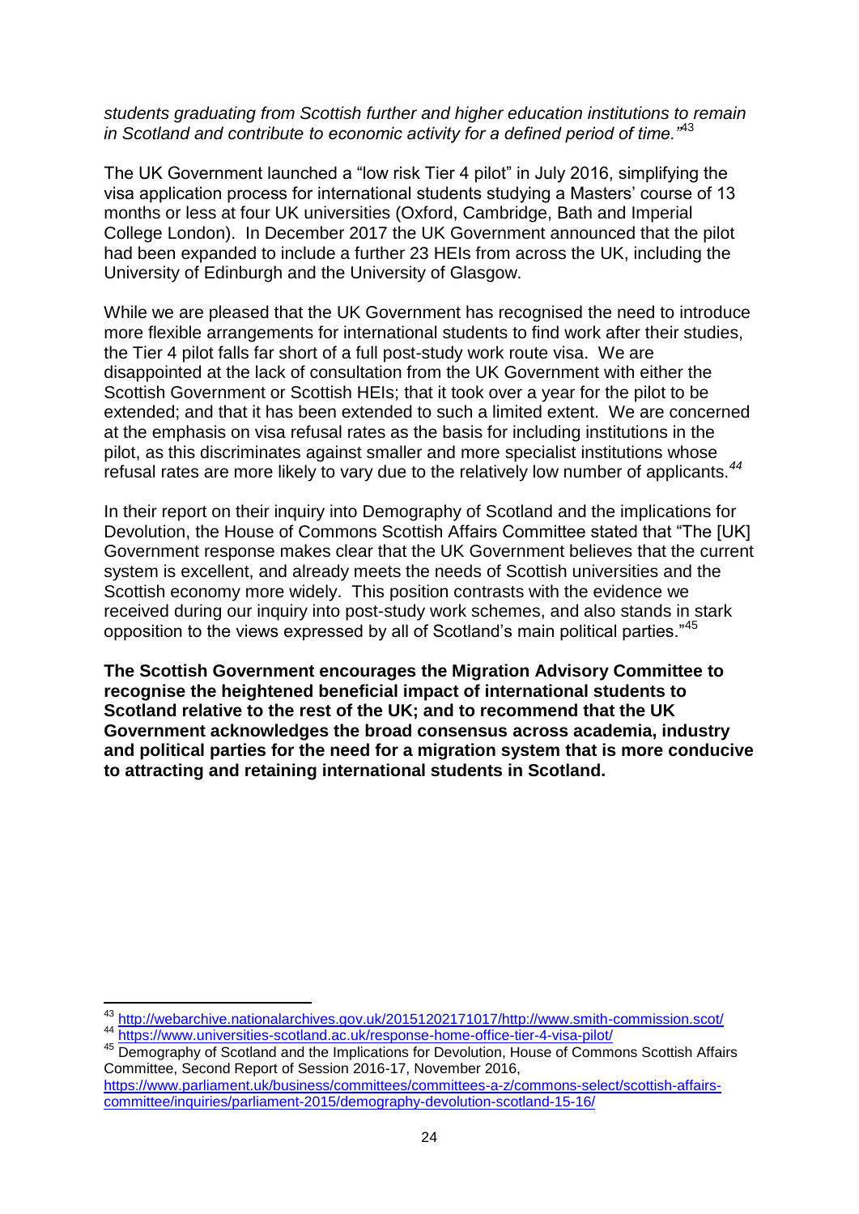*students graduating from Scottish further and higher education institutions to remain in Scotland and contribute to economic activity for a defined period of time."*[43]

The UK Government launched a "low risk Tier 4 pilot" in July 2016, simplifying the visa application process for international students studying a Masters' course of 13 months or less at four UK universities (Oxford, Cambridge, Bath and Imperial College London). In December 2017 the UK Government announced that the pilot had been expanded to include a further 23 HEIs from across the UK, including the University of Edinburgh and the University of Glasgow.

While we are pleased that the UK Government has recognised the need to introduce more flexible arrangements for international students to find work after their studies, the Tier 4 pilot falls far short of a full post-study work route visa. We are disappointed at the lack of consultation from the UK Government with either the Scottish Government or Scottish HEIs; that it took over a year for the pilot to be extended; and that it has been extended to such a limited extent. We are concerned at the emphasis on visa refusal rates as the basis for including institutions in the pilot, as this discriminates against smaller and more specialist institutions whose refusal rates are more likely to vary due to the relatively low number of applicants.[44]

In their report on their inquiry into Demography of Scotland and the implications for Devolution, the House of Commons Scottish Affairs Committee stated that "The [UK] Government response makes clear that the UK Government believes that the current system is excellent, and already meets the needs of Scottish universities and the Scottish economy more widely. This position contrasts with the evidence we received during our inquiry into post-study work schemes, and also stands in stark opposition to the views expressed by all of Scotland's main political parties."[45]

**The Scottish Government encourages the Migration Advisory Committee to recognise the heightened beneficial impact of international students to Scotland relative to the rest of the UK; and to recommend that the UK Government acknowledges the broad consensus across academia, industry and political parties for the need for a migration system that is more conducive to attracting and retaining international students in Scotland.**

---

[43] http://webarchive.nationalarchives.gov.uk/20151202171017/http://www.smith-commission.scot/

[44] https://www.universities-scotland.ac.uk/response-home-office-tier-4-visa-pilot/

[45] Demography of Scotland and the Implications for Devolution, House of Commons Scottish Affairs Committee, Second Report of Session 2016-17, November 2016, https://www.parliament.uk/business/committees/committees-a-z/commons-select/scottish-affairs-committee/inquiries/parliament-2015/demography-devolution-scotland-15-16/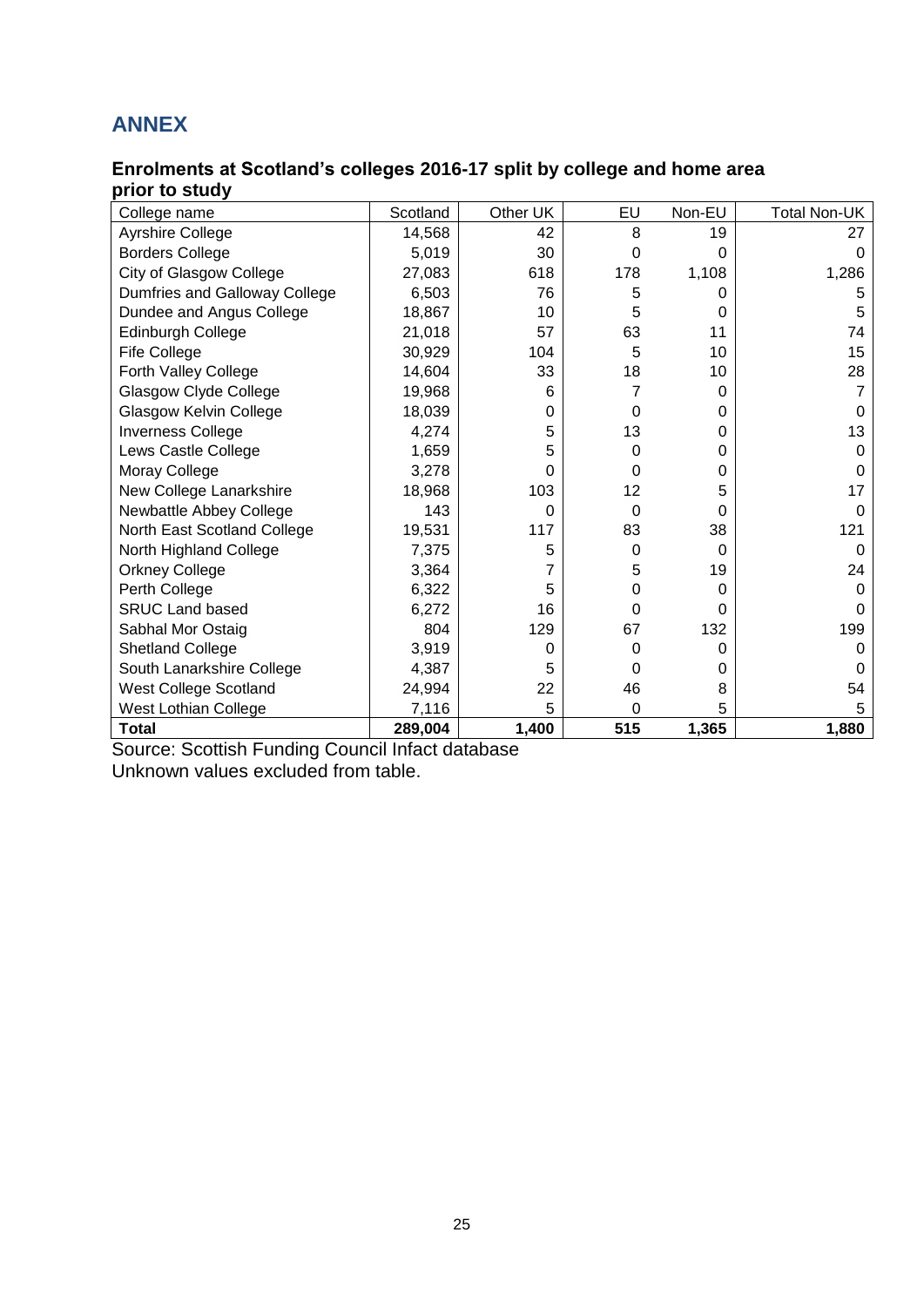## ANNEX

### Enrolments at Scotland's colleges 2016-17 split by college and home area prior to study

| College name | Scotland | Other UK | EU | Non-EU | Total Non-UK |
|---|---|---|---|---|---|
| Ayrshire College | 14,568 | 42 | 8 | 19 | 27 |
| Borders College | 5,019 | 30 | 0 | 0 | 0 |
| City of Glasgow College | 27,083 | 618 | 178 | 1,108 | 1,286 |
| Dumfries and Galloway College | 6,503 | 76 | 5 | 0 | 5 |
| Dundee and Angus College | 18,867 | 10 | 5 | 0 | 5 |
| Edinburgh College | 21,018 | 57 | 63 | 11 | 74 |
| Fife College | 30,929 | 104 | 5 | 10 | 15 |
| Forth Valley College | 14,604 | 33 | 18 | 10 | 28 |
| Glasgow Clyde College | 19,968 | 6 | 7 | 0 | 7 |
| Glasgow Kelvin College | 18,039 | 0 | 0 | 0 | 0 |
| Inverness College | 4,274 | 5 | 13 | 0 | 13 |
| Lews Castle College | 1,659 | 5 | 0 | 0 | 0 |
| Moray College | 3,278 | 0 | 0 | 0 | 0 |
| New College Lanarkshire | 18,968 | 103 | 12 | 5 | 17 |
| Newbattle Abbey College | 143 | 0 | 0 | 0 | 0 |
| North East Scotland College | 19,531 | 117 | 83 | 38 | 121 |
| North Highland College | 7,375 | 5 | 0 | 0 | 0 |
| Orkney College | 3,364 | 7 | 5 | 19 | 24 |
| Perth College | 6,322 | 5 | 0 | 0 | 0 |
| SRUC Land based | 6,272 | 16 | 0 | 0 | 0 |
| Sabhal Mor Ostaig | 804 | 129 | 67 | 132 | 199 |
| Shetland College | 3,919 | 0 | 0 | 0 | 0 |
| South Lanarkshire College | 4,387 | 5 | 0 | 0 | 0 |
| West College Scotland | 24,994 | 22 | 46 | 8 | 54 |
| West Lothian College | 7,116 | 5 | 0 | 5 | 5 |
| **Total** | **289,004** | **1,400** | **515** | **1,365** | **1,880** |

Source: Scottish Funding Council Infact database
Unknown values excluded from table.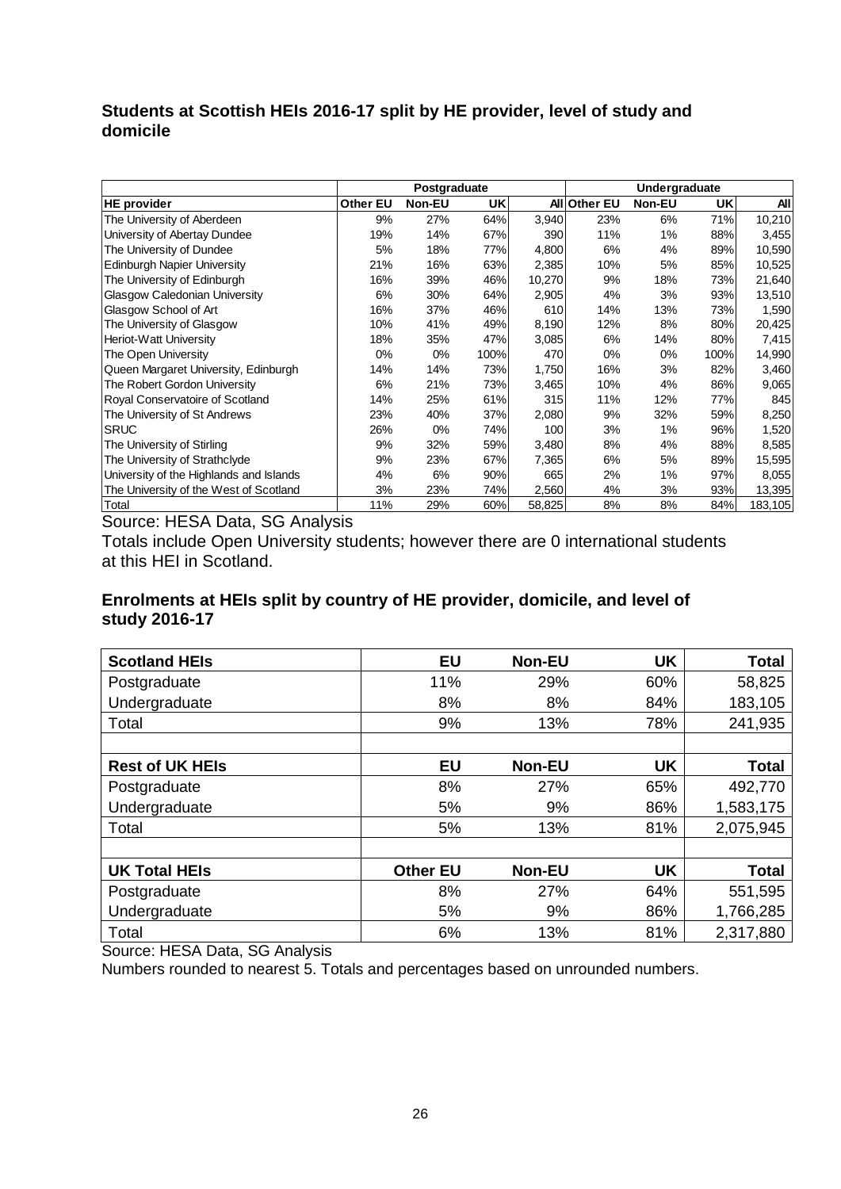### Students at Scottish HEIs 2016-17 split by HE provider, level of study and domicile

| | Postgraduate | | | | Undergraduate | | | |
|---|---|---|---|---|---|---|---|---|
| **HE provider** | **Other EU** | **Non-EU** | **UK** | **All** | **Other EU** | **Non-EU** | **UK** | **All** |
| The University of Aberdeen | 9% | 27% | 64% | 3,940 | 23% | 6% | 71% | 10,210 |
| University of Abertay Dundee | 19% | 14% | 67% | 390 | 11% | 1% | 88% | 3,455 |
| The University of Dundee | 5% | 18% | 77% | 4,800 | 6% | 4% | 89% | 10,590 |
| Edinburgh Napier University | 21% | 16% | 63% | 2,385 | 10% | 5% | 85% | 10,525 |
| The University of Edinburgh | 16% | 39% | 46% | 10,270 | 9% | 18% | 73% | 21,640 |
| Glasgow Caledonian University | 6% | 30% | 64% | 2,905 | 4% | 3% | 93% | 13,510 |
| Glasgow School of Art | 16% | 37% | 46% | 610 | 14% | 13% | 73% | 1,590 |
| The University of Glasgow | 10% | 41% | 49% | 8,190 | 12% | 8% | 80% | 20,425 |
| Heriot-Watt University | 18% | 35% | 47% | 3,085 | 6% | 14% | 80% | 7,415 |
| The Open University | 0% | 0% | 100% | 470 | 0% | 0% | 100% | 14,990 |
| Queen Margaret University, Edinburgh | 14% | 14% | 73% | 1,750 | 16% | 3% | 82% | 3,460 |
| The Robert Gordon University | 6% | 21% | 73% | 3,465 | 10% | 4% | 86% | 9,065 |
| Royal Conservatoire of Scotland | 14% | 25% | 61% | 315 | 11% | 12% | 77% | 845 |
| The University of St Andrews | 23% | 40% | 37% | 2,080 | 9% | 32% | 59% | 8,250 |
| SRUC | 26% | 0% | 74% | 100 | 3% | 1% | 96% | 1,520 |
| The University of Stirling | 9% | 32% | 59% | 3,480 | 8% | 4% | 88% | 8,585 |
| The University of Strathclyde | 9% | 23% | 67% | 7,365 | 6% | 5% | 89% | 15,595 |
| University of the Highlands and Islands | 4% | 6% | 90% | 665 | 2% | 1% | 97% | 8,055 |
| The University of the West of Scotland | 3% | 23% | 74% | 2,560 | 4% | 3% | 93% | 13,395 |
| Total | 11% | 29% | 60% | 58,825 | 8% | 8% | 84% | 183,105 |

Source: HESA Data, SG Analysis

Totals include Open University students; however there are 0 international students at this HEI in Scotland.

### Enrolments at HEIs split by country of HE provider, domicile, and level of study 2016-17

| **Scotland HEIs** | **EU** | **Non-EU** | **UK** | **Total** |
|---|---|---|---|---|
| Postgraduate | 11% | 29% | 60% | 58,825 |
| Undergraduate | 8% | 8% | 84% | 183,105 |
| Total | 9% | 13% | 78% | 241,935 |
| | | | | |
| **Rest of UK HEIs** | **EU** | **Non-EU** | **UK** | **Total** |
| Postgraduate | 8% | 27% | 65% | 492,770 |
| Undergraduate | 5% | 9% | 86% | 1,583,175 |
| Total | 5% | 13% | 81% | 2,075,945 |
| | | | | |
| **UK Total HEIs** | **Other EU** | **Non-EU** | **UK** | **Total** |
| Postgraduate | 8% | 27% | 64% | 551,595 |
| Undergraduate | 5% | 9% | 86% | 1,766,285 |
| Total | 6% | 13% | 81% | 2,317,880 |

Source: HESA Data, SG Analysis

Numbers rounded to nearest 5. Totals and percentages based on unrounded numbers.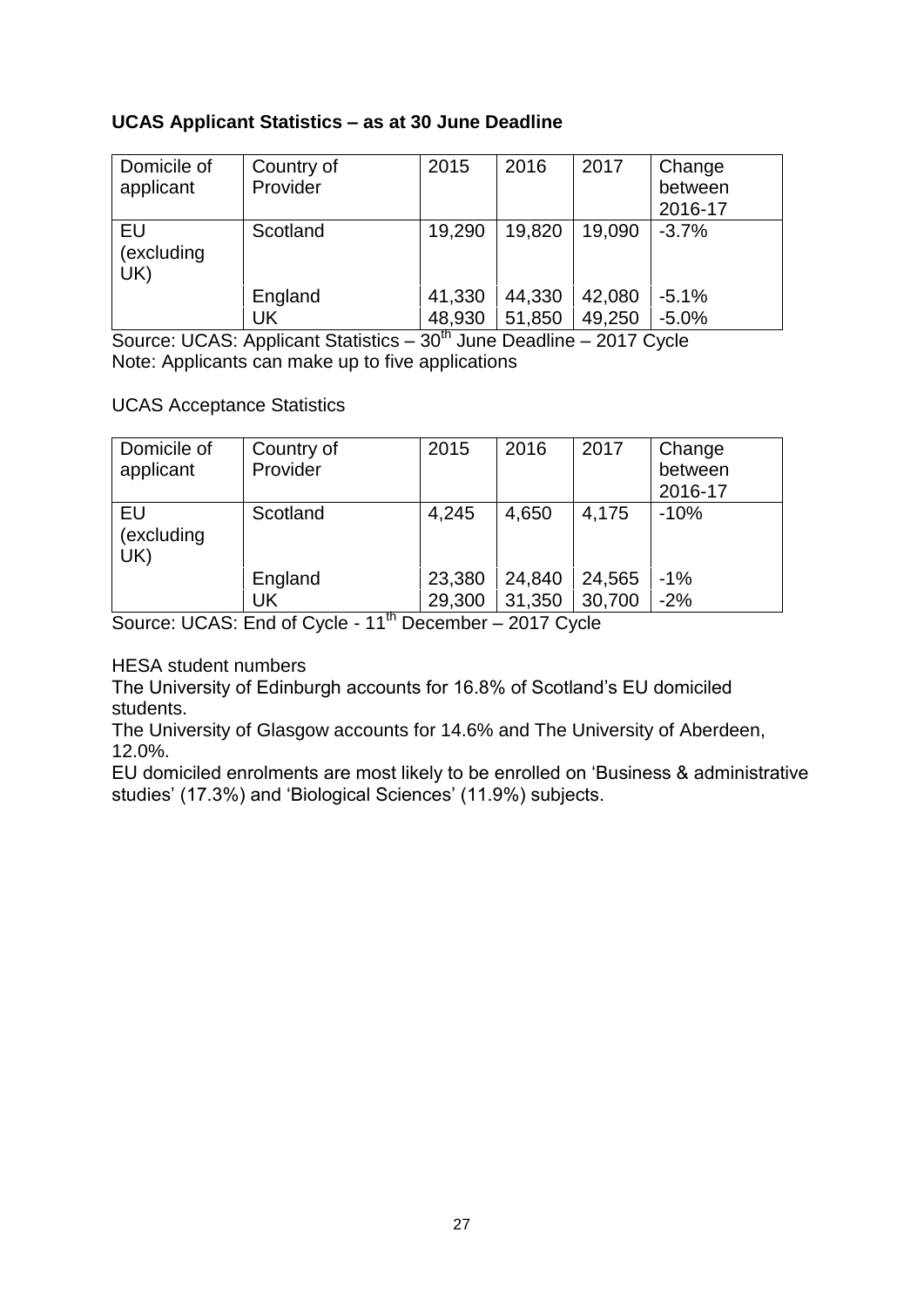**UCAS Applicant Statistics – as at 30 June Deadline**

| Domicile of applicant | Country of Provider | 2015 | 2016 | 2017 | Change between 2016-17 |
|---|---|---|---|---|---|
| EU (excluding UK) | Scotland | 19,290 | 19,820 | 19,090 | -3.7% |
| | England | 41,330 | 44,330 | 42,080 | -5.1% |
| | UK | 48,930 | 51,850 | 49,250 | -5.0% |

Source: UCAS: Applicant Statistics – 30th June Deadline – 2017 Cycle
Note: Applicants can make up to five applications

UCAS Acceptance Statistics

| Domicile of applicant | Country of Provider | 2015 | 2016 | 2017 | Change between 2016-17 |
|---|---|---|---|---|---|
| EU (excluding UK) | Scotland | 4,245 | 4,650 | 4,175 | -10% |
| | England | 23,380 | 24,840 | 24,565 | -1% |
| | UK | 29,300 | 31,350 | 30,700 | -2% |

Source: UCAS: End of Cycle - 11th December – 2017 Cycle

HESA student numbers

The University of Edinburgh accounts for 16.8% of Scotland's EU domiciled students.

The University of Glasgow accounts for 14.6% and The University of Aberdeen, 12.0%.

EU domiciled enrolments are most likely to be enrolled on 'Business & administrative studies' (17.3%) and 'Biological Sciences' (11.9%) subjects.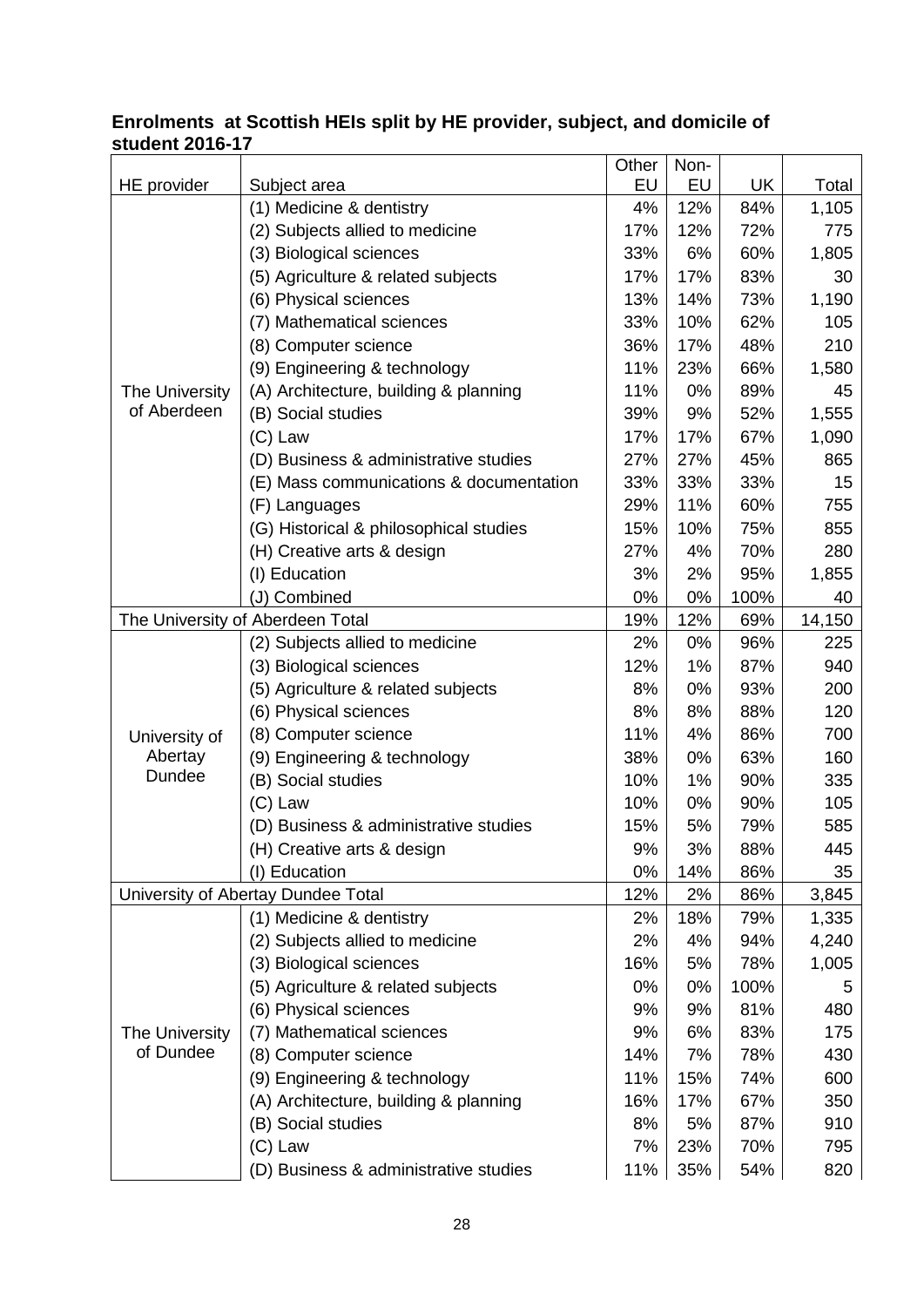**Enrolments at Scottish HEIs split by HE provider, subject, and domicile of student 2016-17**

| HE provider | Subject area | Other EU | Non-EU | UK | Total |
|---|---|---|---|---|---|
| The University of Aberdeen | (1) Medicine & dentistry | 4% | 12% | 84% | 1,105 |
| | (2) Subjects allied to medicine | 17% | 12% | 72% | 775 |
| | (3) Biological sciences | 33% | 6% | 60% | 1,805 |
| | (5) Agriculture & related subjects | 17% | 17% | 83% | 30 |
| | (6) Physical sciences | 13% | 14% | 73% | 1,190 |
| | (7) Mathematical sciences | 33% | 10% | 62% | 105 |
| | (8) Computer science | 36% | 17% | 48% | 210 |
| | (9) Engineering & technology | 11% | 23% | 66% | 1,580 |
| | (A) Architecture, building & planning | 11% | 0% | 89% | 45 |
| | (B) Social studies | 39% | 9% | 52% | 1,555 |
| | (C) Law | 17% | 17% | 67% | 1,090 |
| | (D) Business & administrative studies | 27% | 27% | 45% | 865 |
| | (E) Mass communications & documentation | 33% | 33% | 33% | 15 |
| | (F) Languages | 29% | 11% | 60% | 755 |
| | (G) Historical & philosophical studies | 15% | 10% | 75% | 855 |
| | (H) Creative arts & design | 27% | 4% | 70% | 280 |
| | (I) Education | 3% | 2% | 95% | 1,855 |
| | (J) Combined | 0% | 0% | 100% | 40 |
| The University of Aberdeen Total | | 19% | 12% | 69% | 14,150 |
| University of Abertay Dundee | (2) Subjects allied to medicine | 2% | 0% | 96% | 225 |
| | (3) Biological sciences | 12% | 1% | 87% | 940 |
| | (5) Agriculture & related subjects | 8% | 0% | 93% | 200 |
| | (6) Physical sciences | 8% | 8% | 88% | 120 |
| | (8) Computer science | 11% | 4% | 86% | 700 |
| | (9) Engineering & technology | 38% | 0% | 63% | 160 |
| | (B) Social studies | 10% | 1% | 90% | 335 |
| | (C) Law | 10% | 0% | 90% | 105 |
| | (D) Business & administrative studies | 15% | 5% | 79% | 585 |
| | (H) Creative arts & design | 9% | 3% | 88% | 445 |
| | (I) Education | 0% | 14% | 86% | 35 |
| University of Abertay Dundee Total | | 12% | 2% | 86% | 3,845 |
| The University of Dundee | (1) Medicine & dentistry | 2% | 18% | 79% | 1,335 |
| | (2) Subjects allied to medicine | 2% | 4% | 94% | 4,240 |
| | (3) Biological sciences | 16% | 5% | 78% | 1,005 |
| | (5) Agriculture & related subjects | 0% | 0% | 100% | 5 |
| | (6) Physical sciences | 9% | 9% | 81% | 480 |
| | (7) Mathematical sciences | 9% | 6% | 83% | 175 |
| | (8) Computer science | 14% | 7% | 78% | 430 |
| | (9) Engineering & technology | 11% | 15% | 74% | 600 |
| | (A) Architecture, building & planning | 16% | 17% | 67% | 350 |
| | (B) Social studies | 8% | 5% | 87% | 910 |
| | (C) Law | 7% | 23% | 70% | 795 |
| | (D) Business & administrative studies | 11% | 35% | 54% | 820 |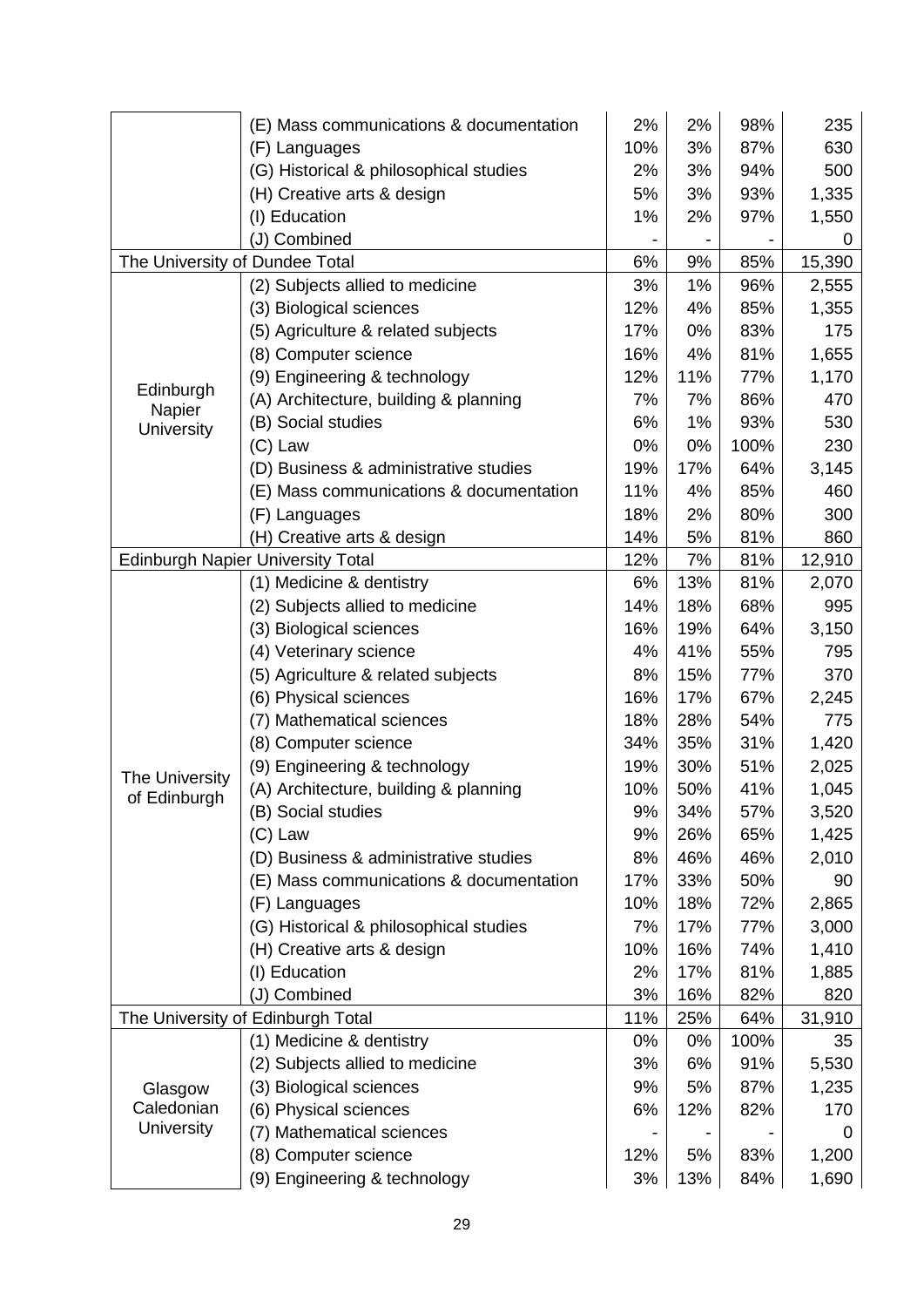| | | | | | |
|---|---|---|---|---|---|
| | (E) Mass communications & documentation | 2% | 2% | 98% | 235 |
| | (F) Languages | 10% | 3% | 87% | 630 |
| | (G) Historical & philosophical studies | 2% | 3% | 94% | 500 |
| | (H) Creative arts & design | 5% | 3% | 93% | 1,335 |
| | (I) Education | 1% | 2% | 97% | 1,550 |
| | (J) Combined | - | - | - | 0 |
| The University of Dundee Total | | 6% | 9% | 85% | 15,390 |
| Edinburgh Napier University | (2) Subjects allied to medicine | 3% | 1% | 96% | 2,555 |
| | (3) Biological sciences | 12% | 4% | 85% | 1,355 |
| | (5) Agriculture & related subjects | 17% | 0% | 83% | 175 |
| | (8) Computer science | 16% | 4% | 81% | 1,655 |
| | (9) Engineering & technology | 12% | 11% | 77% | 1,170 |
| | (A) Architecture, building & planning | 7% | 7% | 86% | 470 |
| | (B) Social studies | 6% | 1% | 93% | 530 |
| | (C) Law | 0% | 0% | 100% | 230 |
| | (D) Business & administrative studies | 19% | 17% | 64% | 3,145 |
| | (E) Mass communications & documentation | 11% | 4% | 85% | 460 |
| | (F) Languages | 18% | 2% | 80% | 300 |
| | (H) Creative arts & design | 14% | 5% | 81% | 860 |
| Edinburgh Napier University Total | | 12% | 7% | 81% | 12,910 |
| The University of Edinburgh | (1) Medicine & dentistry | 6% | 13% | 81% | 2,070 |
| | (2) Subjects allied to medicine | 14% | 18% | 68% | 995 |
| | (3) Biological sciences | 16% | 19% | 64% | 3,150 |
| | (4) Veterinary science | 4% | 41% | 55% | 795 |
| | (5) Agriculture & related subjects | 8% | 15% | 77% | 370 |
| | (6) Physical sciences | 16% | 17% | 67% | 2,245 |
| | (7) Mathematical sciences | 18% | 28% | 54% | 775 |
| | (8) Computer science | 34% | 35% | 31% | 1,420 |
| | (9) Engineering & technology | 19% | 30% | 51% | 2,025 |
| | (A) Architecture, building & planning | 10% | 50% | 41% | 1,045 |
| | (B) Social studies | 9% | 34% | 57% | 3,520 |
| | (C) Law | 9% | 26% | 65% | 1,425 |
| | (D) Business & administrative studies | 8% | 46% | 46% | 2,010 |
| | (E) Mass communications & documentation | 17% | 33% | 50% | 90 |
| | (F) Languages | 10% | 18% | 72% | 2,865 |
| | (G) Historical & philosophical studies | 7% | 17% | 77% | 3,000 |
| | (H) Creative arts & design | 10% | 16% | 74% | 1,410 |
| | (I) Education | 2% | 17% | 81% | 1,885 |
| | (J) Combined | 3% | 16% | 82% | 820 |
| The University of Edinburgh Total | | 11% | 25% | 64% | 31,910 |
| Glasgow Caledonian University | (1) Medicine & dentistry | 0% | 0% | 100% | 35 |
| | (2) Subjects allied to medicine | 3% | 6% | 91% | 5,530 |
| | (3) Biological sciences | 9% | 5% | 87% | 1,235 |
| | (6) Physical sciences | 6% | 12% | 82% | 170 |
| | (7) Mathematical sciences | - | - | - | 0 |
| | (8) Computer science | 12% | 5% | 83% | 1,200 |
| | (9) Engineering & technology | 3% | 13% | 84% | 1,690 |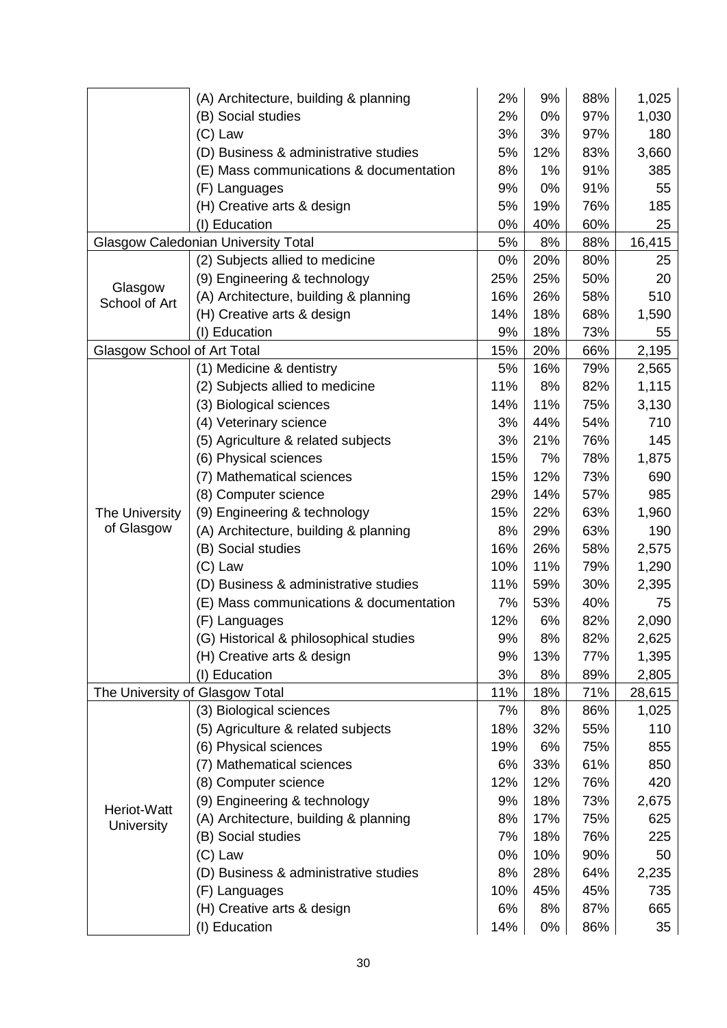| | | | | | |
|---|---|---|---|---|---|
| | (A) Architecture, building & planning | 2% | 9% | 88% | 1,025 |
| | (B) Social studies | 2% | 0% | 97% | 1,030 |
| | (C) Law | 3% | 3% | 97% | 180 |
| | (D) Business & administrative studies | 5% | 12% | 83% | 3,660 |
| | (E) Mass communications & documentation | 8% | 1% | 91% | 385 |
| | (F) Languages | 9% | 0% | 91% | 55 |
| | (H) Creative arts & design | 5% | 19% | 76% | 185 |
| | (I) Education | 0% | 40% | 60% | 25 |
| Glasgow Caledonian University Total | | 5% | 8% | 88% | 16,415 |
| Glasgow School of Art | (2) Subjects allied to medicine | 0% | 20% | 80% | 25 |
| | (9) Engineering & technology | 25% | 25% | 50% | 20 |
| | (A) Architecture, building & planning | 16% | 26% | 58% | 510 |
| | (H) Creative arts & design | 14% | 18% | 68% | 1,590 |
| | (I) Education | 9% | 18% | 73% | 55 |
| Glasgow School of Art Total | | 15% | 20% | 66% | 2,195 |
| The University of Glasgow | (1) Medicine & dentistry | 5% | 16% | 79% | 2,565 |
| | (2) Subjects allied to medicine | 11% | 8% | 82% | 1,115 |
| | (3) Biological sciences | 14% | 11% | 75% | 3,130 |
| | (4) Veterinary science | 3% | 44% | 54% | 710 |
| | (5) Agriculture & related subjects | 3% | 21% | 76% | 145 |
| | (6) Physical sciences | 15% | 7% | 78% | 1,875 |
| | (7) Mathematical sciences | 15% | 12% | 73% | 690 |
| | (8) Computer science | 29% | 14% | 57% | 985 |
| | (9) Engineering & technology | 15% | 22% | 63% | 1,960 |
| | (A) Architecture, building & planning | 8% | 29% | 63% | 190 |
| | (B) Social studies | 16% | 26% | 58% | 2,575 |
| | (C) Law | 10% | 11% | 79% | 1,290 |
| | (D) Business & administrative studies | 11% | 59% | 30% | 2,395 |
| | (E) Mass communications & documentation | 7% | 53% | 40% | 75 |
| | (F) Languages | 12% | 6% | 82% | 2,090 |
| | (G) Historical & philosophical studies | 9% | 8% | 82% | 2,625 |
| | (H) Creative arts & design | 9% | 13% | 77% | 1,395 |
| | (I) Education | 3% | 8% | 89% | 2,805 |
| The University of Glasgow Total | | 11% | 18% | 71% | 28,615 |
| Heriot-Watt University | (3) Biological sciences | 7% | 8% | 86% | 1,025 |
| | (5) Agriculture & related subjects | 18% | 32% | 55% | 110 |
| | (6) Physical sciences | 19% | 6% | 75% | 855 |
| | (7) Mathematical sciences | 6% | 33% | 61% | 850 |
| | (8) Computer science | 12% | 12% | 76% | 420 |
| | (9) Engineering & technology | 9% | 18% | 73% | 2,675 |
| | (A) Architecture, building & planning | 8% | 17% | 75% | 625 |
| | (B) Social studies | 7% | 18% | 76% | 225 |
| | (C) Law | 0% | 10% | 90% | 50 |
| | (D) Business & administrative studies | 8% | 28% | 64% | 2,235 |
| | (F) Languages | 10% | 45% | 45% | 735 |
| | (H) Creative arts & design | 6% | 8% | 87% | 665 |
| | (I) Education | 14% | 0% | 86% | 35 |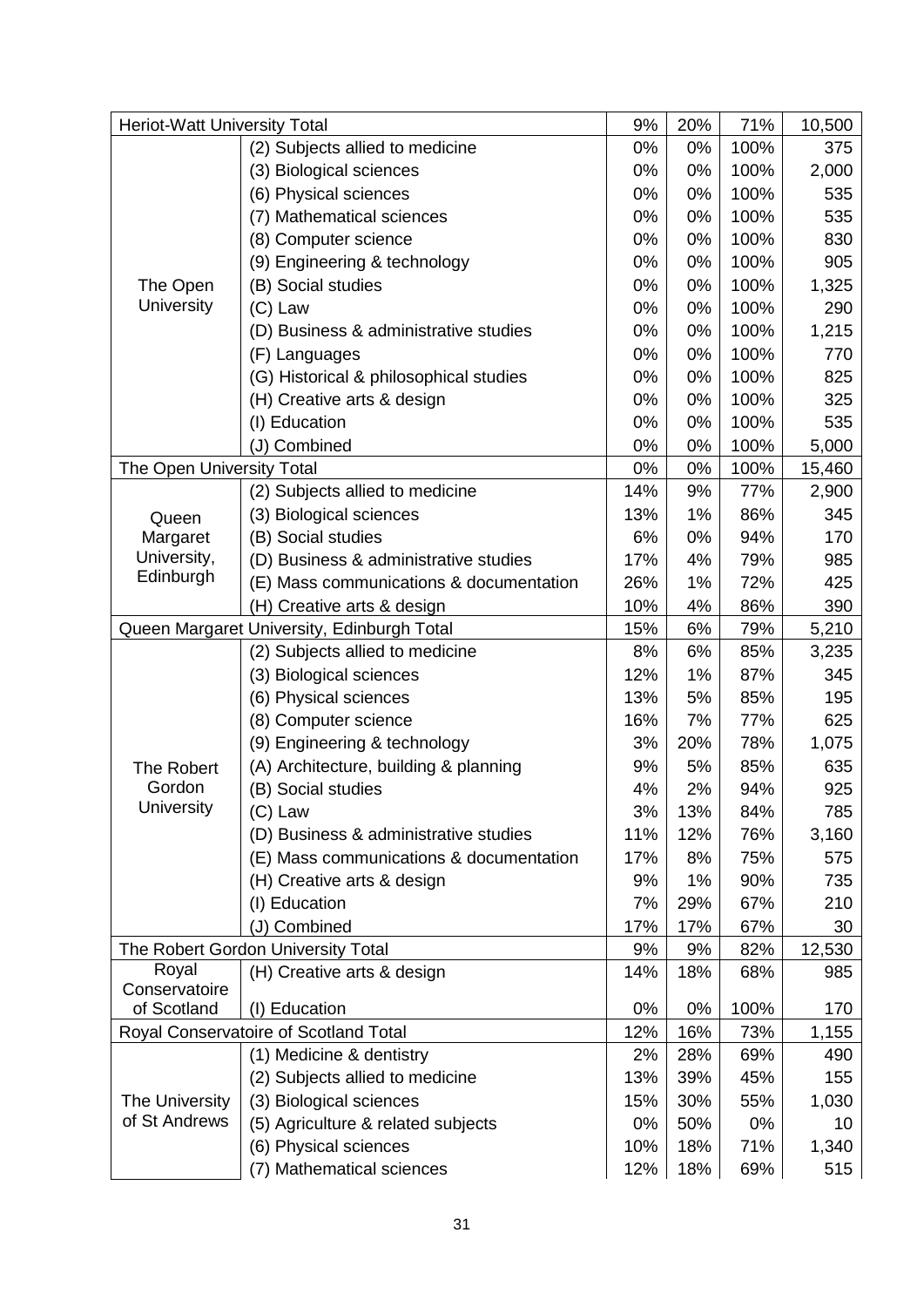| | | | | | |
|---|---|---|---|---|---|
| Heriot-Watt University Total | | 9% | 20% | 71% | 10,500 |
| The Open University | (2) Subjects allied to medicine | 0% | 0% | 100% | 375 |
| | (3) Biological sciences | 0% | 0% | 100% | 2,000 |
| | (6) Physical sciences | 0% | 0% | 100% | 535 |
| | (7) Mathematical sciences | 0% | 0% | 100% | 535 |
| | (8) Computer science | 0% | 0% | 100% | 830 |
| | (9) Engineering & technology | 0% | 0% | 100% | 905 |
| | (B) Social studies | 0% | 0% | 100% | 1,325 |
| | (C) Law | 0% | 0% | 100% | 290 |
| | (D) Business & administrative studies | 0% | 0% | 100% | 1,215 |
| | (F) Languages | 0% | 0% | 100% | 770 |
| | (G) Historical & philosophical studies | 0% | 0% | 100% | 825 |
| | (H) Creative arts & design | 0% | 0% | 100% | 325 |
| | (I) Education | 0% | 0% | 100% | 535 |
| | (J) Combined | 0% | 0% | 100% | 5,000 |
| The Open University Total | | 0% | 0% | 100% | 15,460 |
| Queen Margaret University, Edinburgh | (2) Subjects allied to medicine | 14% | 9% | 77% | 2,900 |
| | (3) Biological sciences | 13% | 1% | 86% | 345 |
| | (B) Social studies | 6% | 0% | 94% | 170 |
| | (D) Business & administrative studies | 17% | 4% | 79% | 985 |
| | (E) Mass communications & documentation | 26% | 1% | 72% | 425 |
| | (H) Creative arts & design | 10% | 4% | 86% | 390 |
| Queen Margaret University, Edinburgh Total | | 15% | 6% | 79% | 5,210 |
| The Robert Gordon University | (2) Subjects allied to medicine | 8% | 6% | 85% | 3,235 |
| | (3) Biological sciences | 12% | 1% | 87% | 345 |
| | (6) Physical sciences | 13% | 5% | 85% | 195 |
| | (8) Computer science | 16% | 7% | 77% | 625 |
| | (9) Engineering & technology | 3% | 20% | 78% | 1,075 |
| | (A) Architecture, building & planning | 9% | 5% | 85% | 635 |
| | (B) Social studies | 4% | 2% | 94% | 925 |
| | (C) Law | 3% | 13% | 84% | 785 |
| | (D) Business & administrative studies | 11% | 12% | 76% | 3,160 |
| | (E) Mass communications & documentation | 17% | 8% | 75% | 575 |
| | (H) Creative arts & design | 9% | 1% | 90% | 735 |
| | (I) Education | 7% | 29% | 67% | 210 |
| | (J) Combined | 17% | 17% | 67% | 30 |
| The Robert Gordon University Total | | 9% | 9% | 82% | 12,530 |
| Royal Conservatoire of Scotland | (H) Creative arts & design | 14% | 18% | 68% | 985 |
| | (I) Education | 0% | 0% | 100% | 170 |
| Royal Conservatoire of Scotland Total | | 12% | 16% | 73% | 1,155 |
| The University of St Andrews | (1) Medicine & dentistry | 2% | 28% | 69% | 490 |
| | (2) Subjects allied to medicine | 13% | 39% | 45% | 155 |
| | (3) Biological sciences | 15% | 30% | 55% | 1,030 |
| | (5) Agriculture & related subjects | 0% | 50% | 0% | 10 |
| | (6) Physical sciences | 10% | 18% | 71% | 1,340 |
| | (7) Mathematical sciences | 12% | 18% | 69% | 515 |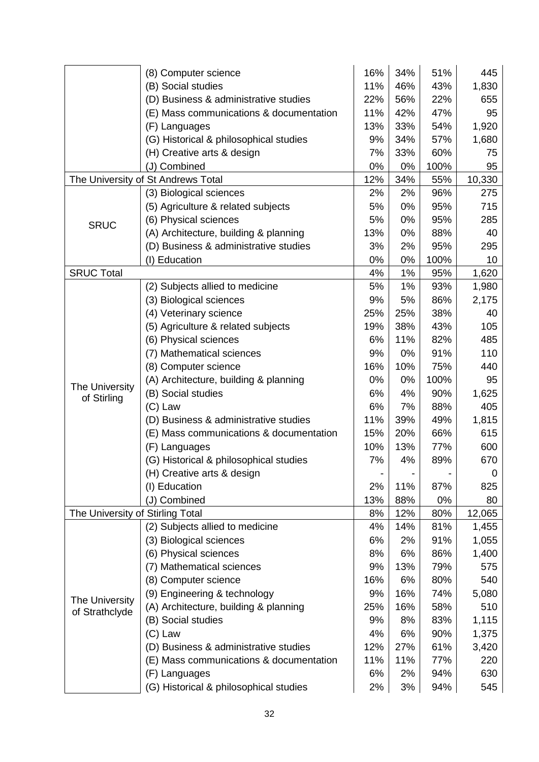| | | | | | |
|---|---|---|---|---|---|
| | (8) Computer science | 16% | 34% | 51% | 445 |
| | (B) Social studies | 11% | 46% | 43% | 1,830 |
| | (D) Business & administrative studies | 22% | 56% | 22% | 655 |
| | (E) Mass communications & documentation | 11% | 42% | 47% | 95 |
| | (F) Languages | 13% | 33% | 54% | 1,920 |
| | (G) Historical & philosophical studies | 9% | 34% | 57% | 1,680 |
| | (H) Creative arts & design | 7% | 33% | 60% | 75 |
| | (J) Combined | 0% | 0% | 100% | 95 |
| The University of St Andrews Total | | 12% | 34% | 55% | 10,330 |
| SRUC | (3) Biological sciences | 2% | 2% | 96% | 275 |
| | (5) Agriculture & related subjects | 5% | 0% | 95% | 715 |
| | (6) Physical sciences | 5% | 0% | 95% | 285 |
| | (A) Architecture, building & planning | 13% | 0% | 88% | 40 |
| | (D) Business & administrative studies | 3% | 2% | 95% | 295 |
| | (I) Education | 0% | 0% | 100% | 10 |
| SRUC Total | | 4% | 1% | 95% | 1,620 |
| The University of Stirling | (2) Subjects allied to medicine | 5% | 1% | 93% | 1,980 |
| | (3) Biological sciences | 9% | 5% | 86% | 2,175 |
| | (4) Veterinary science | 25% | 25% | 38% | 40 |
| | (5) Agriculture & related subjects | 19% | 38% | 43% | 105 |
| | (6) Physical sciences | 6% | 11% | 82% | 485 |
| | (7) Mathematical sciences | 9% | 0% | 91% | 110 |
| | (8) Computer science | 16% | 10% | 75% | 440 |
| | (A) Architecture, building & planning | 0% | 0% | 100% | 95 |
| | (B) Social studies | 6% | 4% | 90% | 1,625 |
| | (C) Law | 6% | 7% | 88% | 405 |
| | (D) Business & administrative studies | 11% | 39% | 49% | 1,815 |
| | (E) Mass communications & documentation | 15% | 20% | 66% | 615 |
| | (F) Languages | 10% | 13% | 77% | 600 |
| | (G) Historical & philosophical studies | 7% | 4% | 89% | 670 |
| | (H) Creative arts & design | - | - | - | 0 |
| | (I) Education | 2% | 11% | 87% | 825 |
| | (J) Combined | 13% | 88% | 0% | 80 |
| The University of Stirling Total | | 8% | 12% | 80% | 12,065 |
| The University of Strathclyde | (2) Subjects allied to medicine | 4% | 14% | 81% | 1,455 |
| | (3) Biological sciences | 6% | 2% | 91% | 1,055 |
| | (6) Physical sciences | 8% | 6% | 86% | 1,400 |
| | (7) Mathematical sciences | 9% | 13% | 79% | 575 |
| | (8) Computer science | 16% | 6% | 80% | 540 |
| | (9) Engineering & technology | 9% | 16% | 74% | 5,080 |
| | (A) Architecture, building & planning | 25% | 16% | 58% | 510 |
| | (B) Social studies | 9% | 8% | 83% | 1,115 |
| | (C) Law | 4% | 6% | 90% | 1,375 |
| | (D) Business & administrative studies | 12% | 27% | 61% | 3,420 |
| | (E) Mass communications & documentation | 11% | 11% | 77% | 220 |
| | (F) Languages | 6% | 2% | 94% | 630 |
| | (G) Historical & philosophical studies | 2% | 3% | 94% | 545 |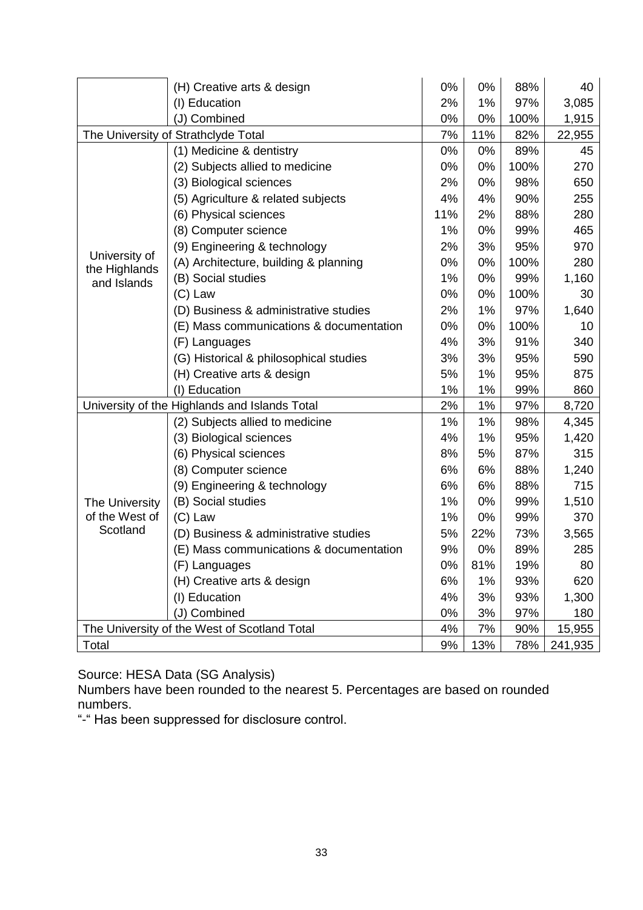| | | | | | |
|---|---|---|---|---|---|
| | (H) Creative arts & design | 0% | 0% | 88% | 40 |
| | (I) Education | 2% | 1% | 97% | 3,085 |
| | (J) Combined | 0% | 0% | 100% | 1,915 |
| The University of Strathclyde Total | | 7% | 11% | 82% | 22,955 |
| University of the Highlands and Islands | (1) Medicine & dentistry | 0% | 0% | 89% | 45 |
| | (2) Subjects allied to medicine | 0% | 0% | 100% | 270 |
| | (3) Biological sciences | 2% | 0% | 98% | 650 |
| | (5) Agriculture & related subjects | 4% | 4% | 90% | 255 |
| | (6) Physical sciences | 11% | 2% | 88% | 280 |
| | (8) Computer science | 1% | 0% | 99% | 465 |
| | (9) Engineering & technology | 2% | 3% | 95% | 970 |
| | (A) Architecture, building & planning | 0% | 0% | 100% | 280 |
| | (B) Social studies | 1% | 0% | 99% | 1,160 |
| | (C) Law | 0% | 0% | 100% | 30 |
| | (D) Business & administrative studies | 2% | 1% | 97% | 1,640 |
| | (E) Mass communications & documentation | 0% | 0% | 100% | 10 |
| | (F) Languages | 4% | 3% | 91% | 340 |
| | (G) Historical & philosophical studies | 3% | 3% | 95% | 590 |
| | (H) Creative arts & design | 5% | 1% | 95% | 875 |
| | (I) Education | 1% | 1% | 99% | 860 |
| University of the Highlands and Islands Total | | 2% | 1% | 97% | 8,720 |
| The University of the West of Scotland | (2) Subjects allied to medicine | 1% | 1% | 98% | 4,345 |
| | (3) Biological sciences | 4% | 1% | 95% | 1,420 |
| | (6) Physical sciences | 8% | 5% | 87% | 315 |
| | (8) Computer science | 6% | 6% | 88% | 1,240 |
| | (9) Engineering & technology | 6% | 6% | 88% | 715 |
| | (B) Social studies | 1% | 0% | 99% | 1,510 |
| | (C) Law | 1% | 0% | 99% | 370 |
| | (D) Business & administrative studies | 5% | 22% | 73% | 3,565 |
| | (E) Mass communications & documentation | 9% | 0% | 89% | 285 |
| | (F) Languages | 0% | 81% | 19% | 80 |
| | (H) Creative arts & design | 6% | 1% | 93% | 620 |
| | (I) Education | 4% | 3% | 93% | 1,300 |
| | (J) Combined | 0% | 3% | 97% | 180 |
| The University of the West of Scotland Total | | 4% | 7% | 90% | 15,955 |
| Total | | 9% | 13% | 78% | 241,935 |

Source: HESA Data (SG Analysis)

Numbers have been rounded to the nearest 5. Percentages are based on rounded numbers.

"-" Has been suppressed for disclosure control.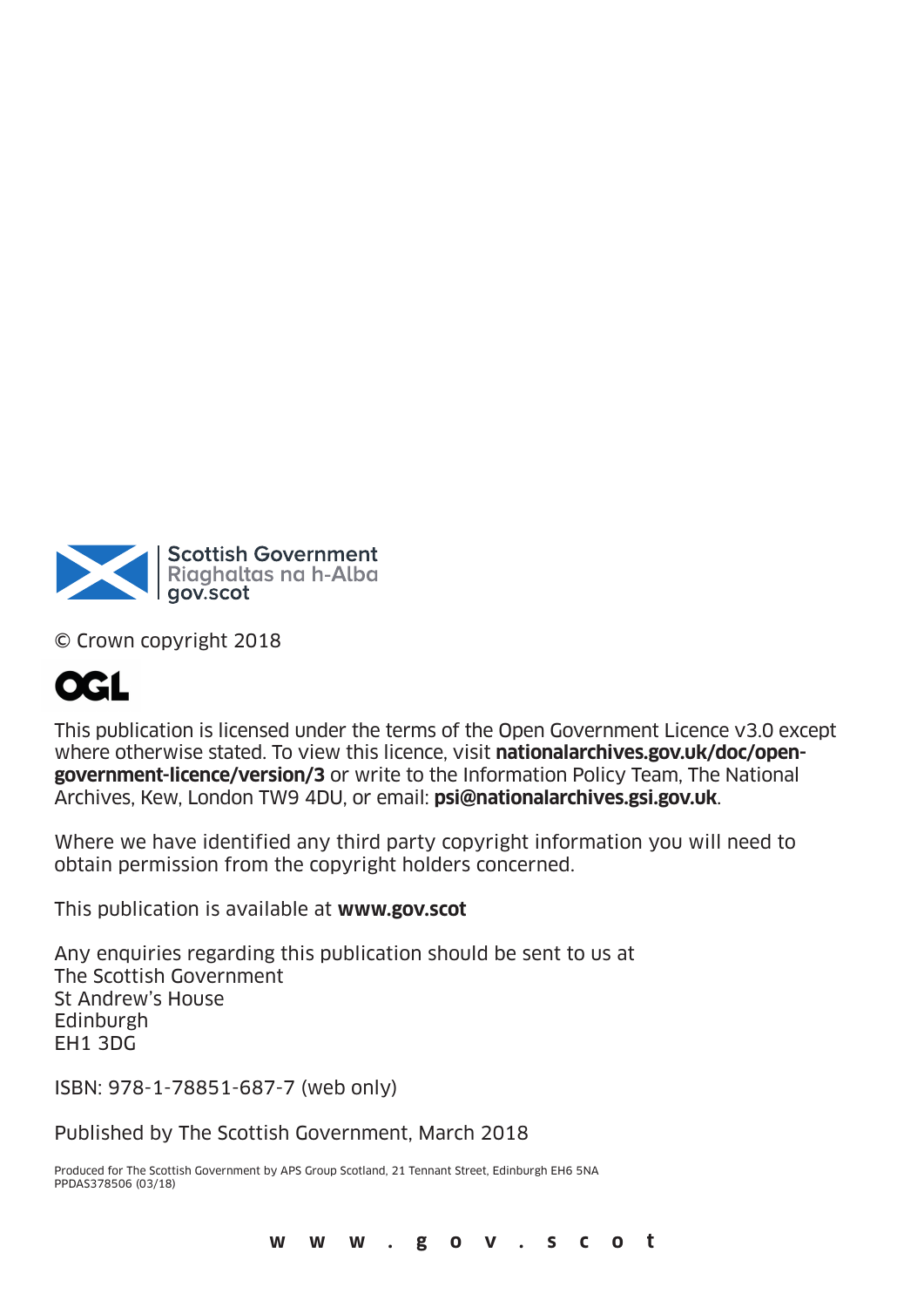Scottish Government
Riaghaltas na h-Alba
gov.scot

© Crown copyright 2018

OGL

This publication is licensed under the terms of the Open Government Licence v3.0 except where otherwise stated. To view this licence, visit **nationalarchives.gov.uk/doc/open-government-licence/version/3** or write to the Information Policy Team, The National Archives, Kew, London TW9 4DU, or email: **psi@nationalarchives.gsi.gov.uk**.

Where we have identified any third party copyright information you will need to obtain permission from the copyright holders concerned.

This publication is available at **www.gov.scot**

Any enquiries regarding this publication should be sent to us at
The Scottish Government
St Andrew's House
Edinburgh
EH1 3DG

ISBN: 978-1-78851-687-7 (web only)

Published by The Scottish Government, March 2018

Produced for The Scottish Government by APS Group Scotland, 21 Tennant Street, Edinburgh EH6 5NA
PPDAS378506 (03/18)

**w w w . g o v . s c o t**